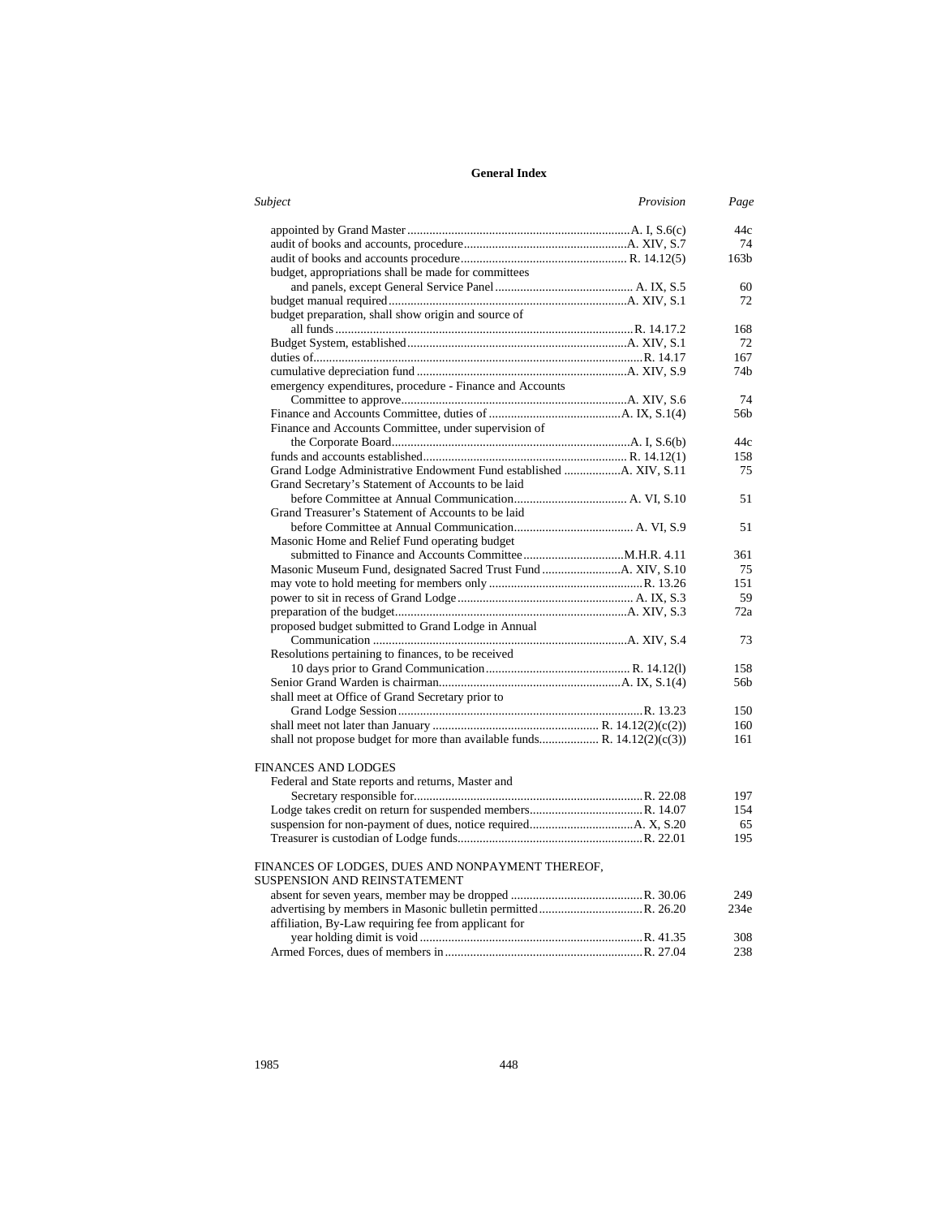# General Index

| Subject | Provision | Page |
|---|---|---|
| appointed by Grand Master | A. I, S.6(c) | 44c |
| audit of books and accounts, procedure | A. XIV, S.7 | 74 |
| audit of books and accounts procedure | R. 14.12(5) | 163b |
| budget, appropriations shall be made for committees and panels, except General Service Panel | A. IX, S.5 | 60 |
| budget manual required | A. XIV, S.1 | 72 |
| budget preparation, shall show origin and source of all funds | R. 14.17.2 | 168 |
| Budget System, established | A. XIV, S.1 | 72 |
| duties of | R. 14.17 | 167 |
| cumulative depreciation fund | A. XIV, S.9 | 74b |
| emergency expenditures, procedure - Finance and Accounts Committee to approve | A. XIV, S.6 | 74 |
| Finance and Accounts Committee, duties of | A. IX, S.1(4) | 56b |
| Finance and Accounts Committee, under supervision of the Corporate Board | A. I, S.6(b) | 44c |
| funds and accounts established | R. 14.12(1) | 158 |
| Grand Lodge Administrative Endowment Fund established | A. XIV, S.11 | 75 |
| Grand Secretary's Statement of Accounts to be laid before Committee at Annual Communication | A. VI, S.10 | 51 |
| Grand Treasurer's Statement of Accounts to be laid before Committee at Annual Communication | A. VI, S.9 | 51 |
| Masonic Home and Relief Fund operating budget submitted to Finance and Accounts Committee | M.H.R. 4.11 | 361 |
| Masonic Museum Fund, designated Sacred Trust Fund | A. XIV, S.10 | 75 |
| may vote to hold meeting for members only | R. 13.26 | 151 |
| power to sit in recess of Grand Lodge | A. IX, S.3 | 59 |
| preparation of the budget | A. XIV, S.3 | 72a |
| proposed budget submitted to Grand Lodge in Annual Communication | A. XIV, S.4 | 73 |
| Resolutions pertaining to finances, to be received 10 days prior to Grand Communication | R. 14.12(l) | 158 |
| Senior Grand Warden is chairman | A. IX, S.1(4) | 56b |
| shall meet at Office of Grand Secretary prior to Grand Lodge Session | R. 13.23 | 150 |
| shall meet not later than January | R. 14.12(2)(c(2)) | 160 |
| shall not propose budget for more than available funds | R. 14.12(2)(c(3)) | 161 |

## FINANCES AND LODGES

| Subject | Provision | Page |
|---|---|---|
| Federal and State reports and returns, Master and Secretary responsible for | R. 22.08 | 197 |
| Lodge takes credit on return for suspended members | R. 14.07 | 154 |
| suspension for non-payment of dues, notice required | A. X, S.20 | 65 |
| Treasurer is custodian of Lodge funds | R. 22.01 | 195 |

## FINANCES OF LODGES, DUES AND NONPAYMENT THEREOF, SUSPENSION AND REINSTATEMENT

| Subject | Provision | Page |
|---|---|---|
| absent for seven years, member may be dropped | R. 30.06 | 249 |
| advertising by members in Masonic bulletin permitted | R. 26.20 | 234e |
| affiliation, By-Law requiring fee from applicant for year holding dimit is void | R. 41.35 | 308 |
| Armed Forces, dues of members in | R. 27.04 | 238 |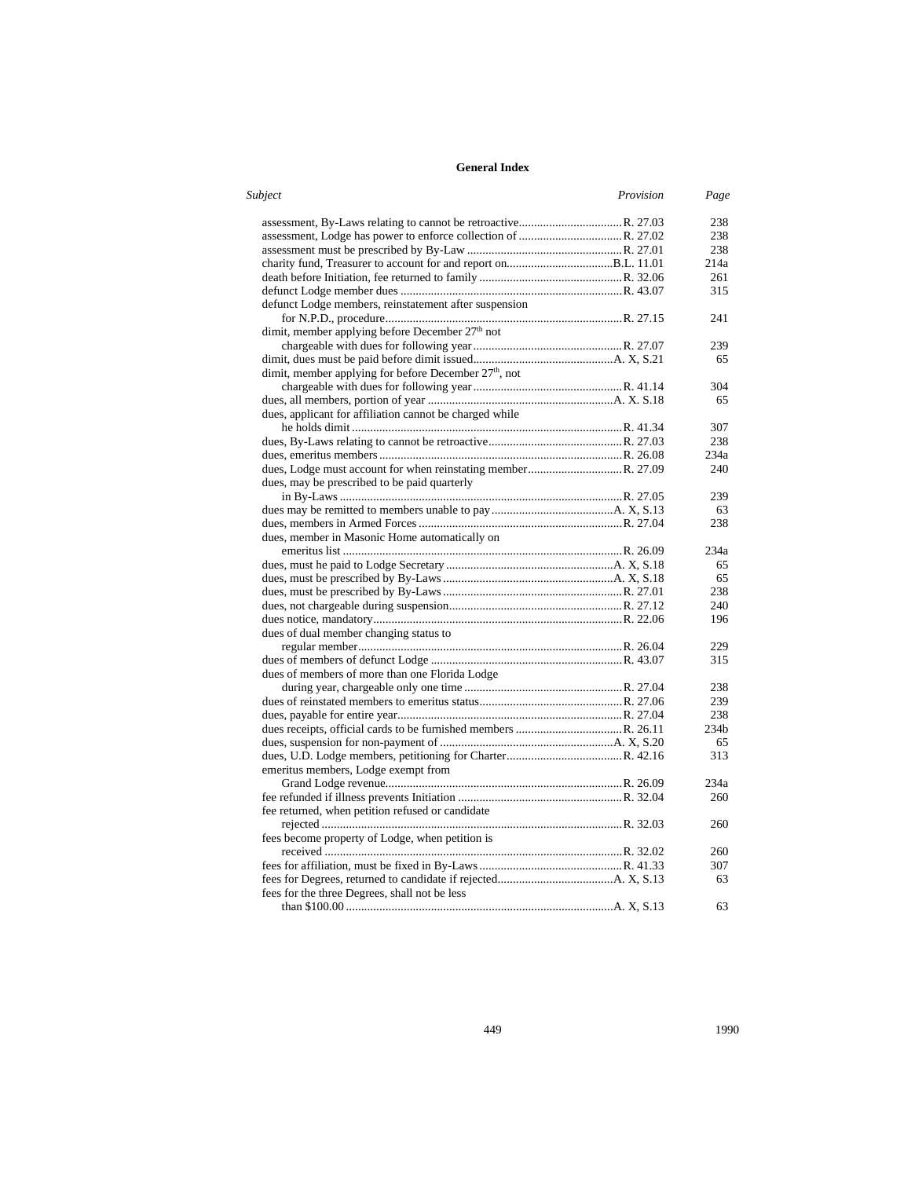## General Index

| *Subject* | *Provision* | *Page* |
|---|---|---|
| assessment, By-Laws relating to cannot be retroactive | R. 27.03 | 238 |
| assessment, Lodge has power to enforce collection of | R. 27.02 | 238 |
| assessment must be prescribed by By-Law | R. 27.01 | 238 |
| charity fund, Treasurer to account for and report on | B.L. 11.01 | 214a |
| death before Initiation, fee returned to family | R. 32.06 | 261 |
| defunct Lodge member dues | R. 43.07 | 315 |
| defunct Lodge members, reinstatement after suspension for N.P.D., procedure | R. 27.15 | 241 |
| dimit, member applying before December 27th not chargeable with dues for following year | R. 27.07 | 239 |
| dimit, dues must be paid before dimit issued | A. X, S.21 | 65 |
| dimit, member applying for before December 27th, not chargeable with dues for following year | R. 41.14 | 304 |
| dues, all members, portion of year | A. X. S.18 | 65 |
| dues, applicant for affiliation cannot be charged while he holds dimit | R. 41.34 | 307 |
| dues, By-Laws relating to cannot be retroactive | R. 27.03 | 238 |
| dues, emeritus members | R. 26.08 | 234a |
| dues, Lodge must account for when reinstating member | R. 27.09 | 240 |
| dues, may be prescribed to be paid quarterly in By-Laws | R. 27.05 | 239 |
| dues may be remitted to members unable to pay | A. X, S.13 | 63 |
| dues, members in Armed Forces | R. 27.04 | 238 |
| dues, member in Masonic Home automatically on emeritus list | R. 26.09 | 234a |
| dues, must he paid to Lodge Secretary | A. X, S.18 | 65 |
| dues, must be prescribed by By-Laws | A. X, S.18 | 65 |
| dues, must be prescribed by By-Laws | R. 27.01 | 238 |
| dues, not chargeable during suspension | R. 27.12 | 240 |
| dues notice, mandatory | R. 22.06 | 196 |
| dues of dual member changing status to regular member | R. 26.04 | 229 |
| dues of members of defunct Lodge | R. 43.07 | 315 |
| dues of members of more than one Florida Lodge during year, chargeable only one time | R. 27.04 | 238 |
| dues of reinstated members to emeritus status | R. 27.06 | 239 |
| dues, payable for entire year | R. 27.04 | 238 |
| dues receipts, official cards to be furnished members | R. 26.11 | 234b |
| dues, suspension for non-payment of | A. X, S.20 | 65 |
| dues, U.D. Lodge members, petitioning for Charter | R. 42.16 | 313 |
| emeritus members, Lodge exempt from Grand Lodge revenue | R. 26.09 | 234a |
| fee refunded if illness prevents Initiation | R. 32.04 | 260 |
| fee returned, when petition refused or candidate rejected | R. 32.03 | 260 |
| fees become property of Lodge, when petition is received | R. 32.02 | 260 |
| fees for affiliation, must be fixed in By-Laws | R. 41.33 | 307 |
| fees for Degrees, returned to candidate if rejected | A. X, S.13 | 63 |
| fees for the three Degrees, shall not be less than $100.00 | A. X, S.13 | 63 |

1990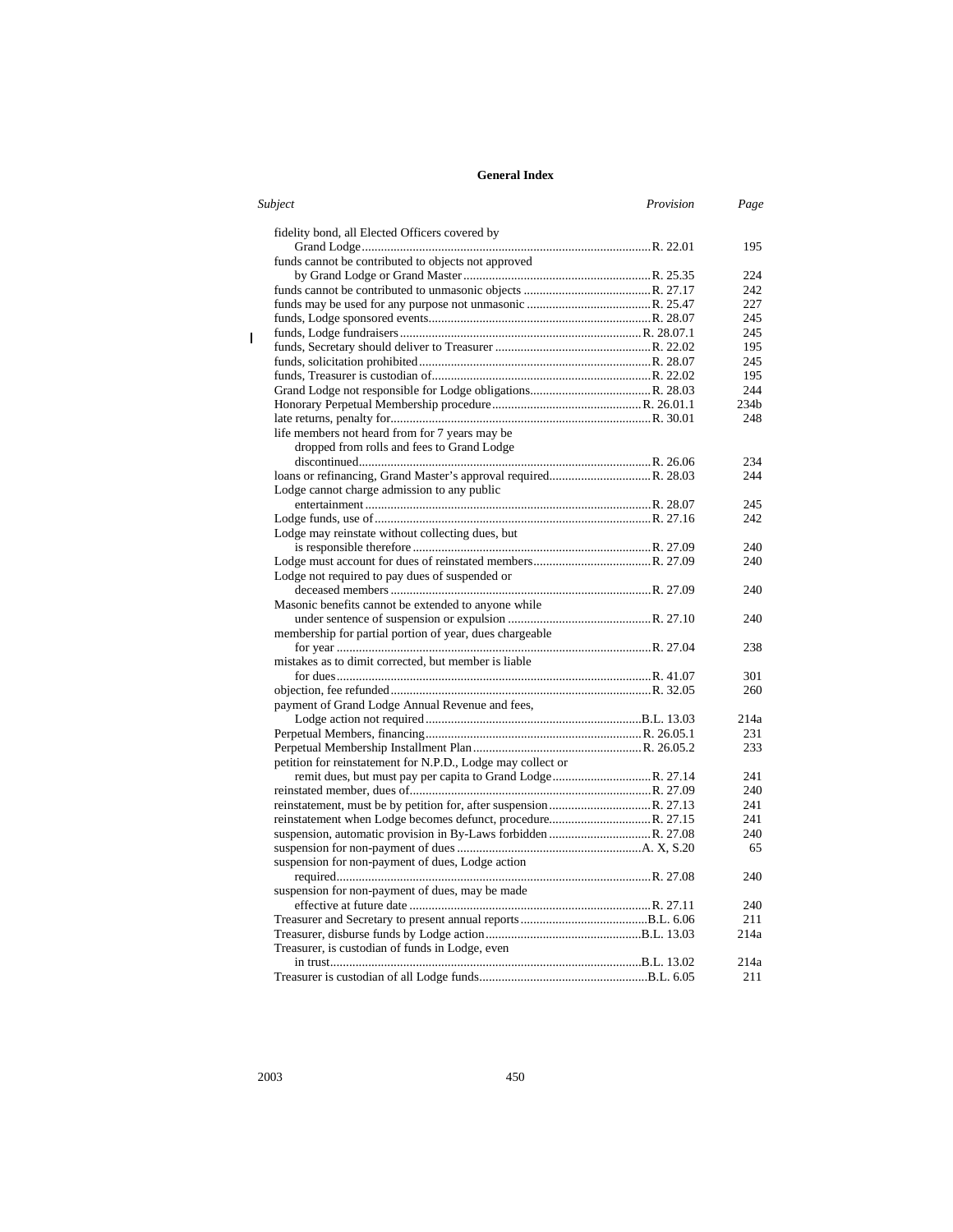## General Index

| Subject | Provision | Page |
|---|---|---|
| fidelity bond, all Elected Officers covered by Grand Lodge | R. 22.01 | 195 |
| funds cannot be contributed to objects not approved by Grand Lodge or Grand Master | R. 25.35 | 224 |
| funds cannot be contributed to unmasonic objects | R. 27.17 | 242 |
| funds may be used for any purpose not unmasonic | R. 25.47 | 227 |
| funds, Lodge sponsored events | R. 28.07 | 245 |
| funds, Lodge fundraisers | R. 28.07.1 | 245 |
| funds, Secretary should deliver to Treasurer | R. 22.02 | 195 |
| funds, solicitation prohibited | R. 28.07 | 245 |
| funds, Treasurer is custodian of | R. 22.02 | 195 |
| Grand Lodge not responsible for Lodge obligations | R. 28.03 | 244 |
| Honorary Perpetual Membership procedure | R. 26.01.1 | 234b |
| late returns, penalty for | R. 30.01 | 248 |
| life members not heard from for 7 years may be dropped from rolls and fees to Grand Lodge discontinued | R. 26.06 | 234 |
| loans or refinancing, Grand Master's approval required | R. 28.03 | 244 |
| Lodge cannot charge admission to any public entertainment | R. 28.07 | 245 |
| Lodge funds, use of | R. 27.16 | 242 |
| Lodge may reinstate without collecting dues, but is responsible therefore | R. 27.09 | 240 |
| Lodge must account for dues of reinstated members | R. 27.09 | 240 |
| Lodge not required to pay dues of suspended or deceased members | R. 27.09 | 240 |
| Masonic benefits cannot be extended to anyone while under sentence of suspension or expulsion | R. 27.10 | 240 |
| membership for partial portion of year, dues chargeable for year | R. 27.04 | 238 |
| mistakes as to dimit corrected, but member is liable for dues | R. 41.07 | 301 |
| objection, fee refunded | R. 32.05 | 260 |
| payment of Grand Lodge Annual Revenue and fees, Lodge action not required | B.L. 13.03 | 214a |
| Perpetual Members, financing | R. 26.05.1 | 231 |
| Perpetual Membership Installment Plan | R. 26.05.2 | 233 |
| petition for reinstatement for N.P.D., Lodge may collect or remit dues, but must pay per capita to Grand Lodge | R. 27.14 | 241 |
| reinstated member, dues of | R. 27.09 | 240 |
| reinstatement, must be by petition for, after suspension | R. 27.13 | 241 |
| reinstatement when Lodge becomes defunct, procedure | R. 27.15 | 241 |
| suspension, automatic provision in By-Laws forbidden | R. 27.08 | 240 |
| suspension for non-payment of dues | A. X, S.20 | 65 |
| suspension for non-payment of dues, Lodge action required | R. 27.08 | 240 |
| suspension for non-payment of dues, may be made effective at future date | R. 27.11 | 240 |
| Treasurer and Secretary to present annual reports | B.L. 6.06 | 211 |
| Treasurer, disburse funds by Lodge action | B.L. 13.03 | 214a |
| Treasurer, is custodian of funds in Lodge, even in trust | B.L. 13.02 | 214a |
| Treasurer is custodian of all Lodge funds | B.L. 6.05 | 211 |

2003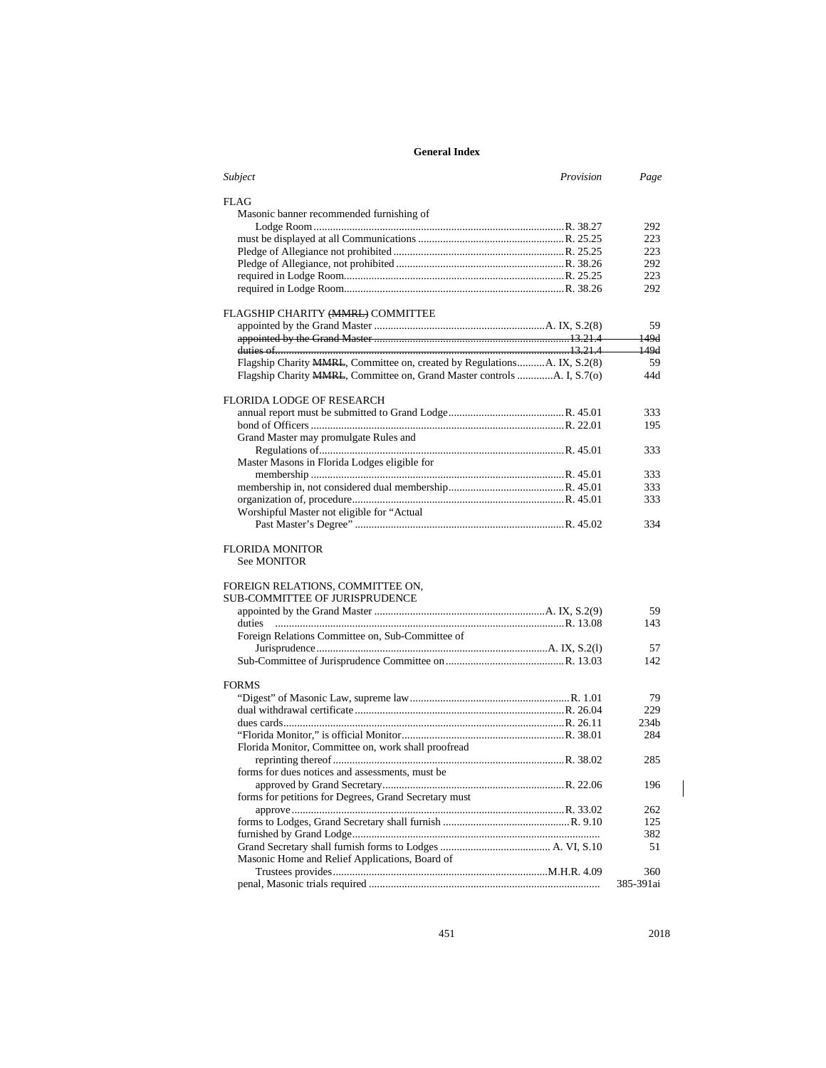## General Index

| *Subject* | *Provision* | *Page* |
|---|---|---|
| **FLAG** | | |
| Masonic banner recommended furnishing of Lodge Room | R. 38.27 | 292 |
| must be displayed at all Communications | R. 25.25 | 223 |
| Pledge of Allegiance not prohibited | R. 25.25 | 223 |
| Pledge of Allegiance, not prohibited | R. 38.26 | 292 |
| required in Lodge Room | R. 25.25 | 223 |
| required in Lodge Room | R. 38.26 | 292 |
| **FLAGSHIP CHARITY ~~(MMRL)~~ COMMITTEE** | | |
| appointed by the Grand Master | A. IX, S.2(8) | 59 |
| ~~appointed by the Grand Master~~ | ~~13.21.4~~ | ~~149d~~ |
| ~~duties of~~ | ~~13.21.4~~ | ~~149d~~ |
| Flagship Charity ~~MMRL~~, Committee on, created by Regulations | A. IX, S.2(8) | 59 |
| Flagship Charity ~~MMRL~~, Committee on, Grand Master controls | A. I, S.7(o) | 44d |
| **FLORIDA LODGE OF RESEARCH** | | |
| annual report must be submitted to Grand Lodge | R. 45.01 | 333 |
| bond of Officers | R. 22.01 | 195 |
| Grand Master may promulgate Rules and Regulations of | R. 45.01 | 333 |
| Master Masons in Florida Lodges eligible for membership | R. 45.01 | 333 |
| membership in, not considered dual membership | R. 45.01 | 333 |
| organization of, procedure | R. 45.01 | 333 |
| Worshipful Master not eligible for "Actual Past Master's Degree" | R. 45.02 | 334 |
| **FLORIDA MONITOR** | | |
| See MONITOR | | |
| **FOREIGN RELATIONS, COMMITTEE ON, SUB-COMMITTEE OF JURISPRUDENCE** | | |
| appointed by the Grand Master | A. IX, S.2(9) | 59 |
| duties | R. 13.08 | 143 |
| Foreign Relations Committee on, Sub-Committee of Jurisprudence | A. IX, S.2(l) | 57 |
| Sub-Committee of Jurisprudence Committee on | R. 13.03 | 142 |
| **FORMS** | | |
| "Digest" of Masonic Law, supreme law | R. 1.01 | 79 |
| dual withdrawal certificate | R. 26.04 | 229 |
| dues cards | R. 26.11 | 234b |
| "Florida Monitor," is official Monitor | R. 38.01 | 284 |
| Florida Monitor, Committee on, work shall proofread reprinting thereof | R. 38.02 | 285 |
| forms for dues notices and assessments, must be approved by Grand Secretary | R. 22.06 | 196 |
| forms for petitions for Degrees, Grand Secretary must approve | R. 33.02 | 262 |
| forms to Lodges, Grand Secretary shall furnish | R. 9.10 | 125 |
| furnished by Grand Lodge | | 382 |
| Grand Secretary shall furnish forms to Lodges | A. VI, S.10 | 51 |
| Masonic Home and Relief Applications, Board of Trustees provides | M.H.R. 4.09 | 360 |
| penal, Masonic trials required | | 385-391ai |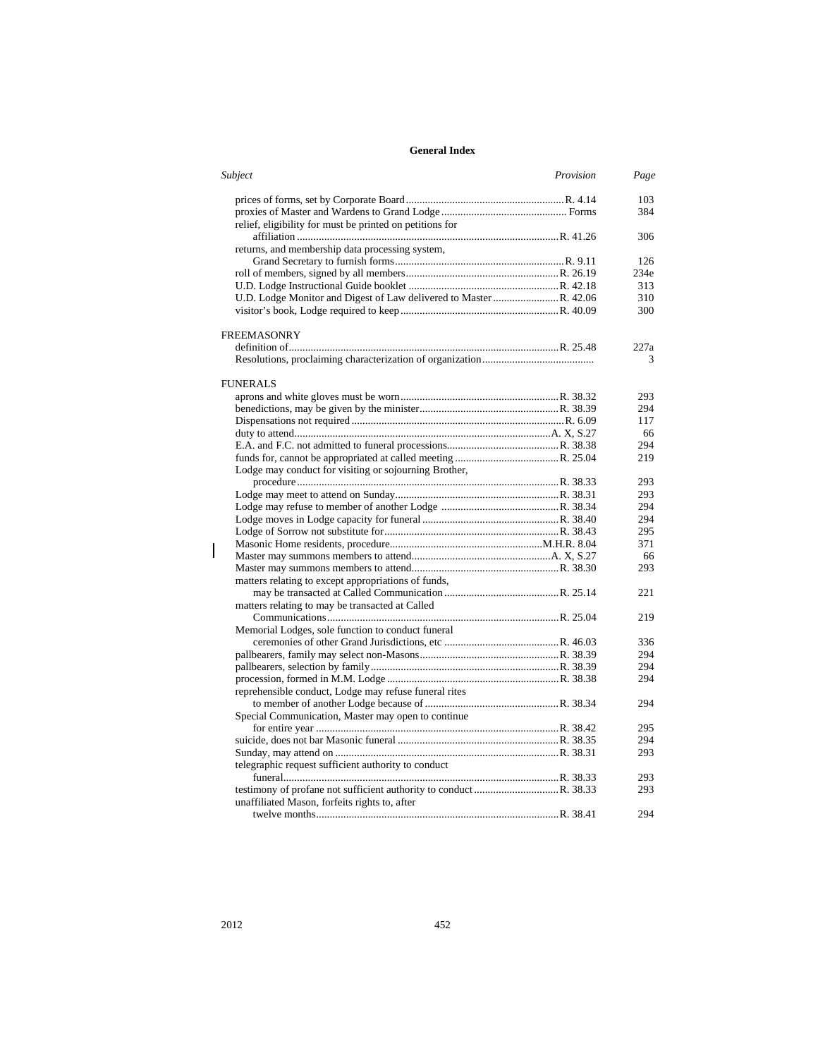# General Index

| *Subject* | *Provision* | *Page* |
|---|---|---|
| prices of forms, set by Corporate Board | R. 4.14 | 103 |
| proxies of Master and Wardens to Grand Lodge | Forms | 384 |
| relief, eligibility for must be printed on petitions for affiliation | R. 41.26 | 306 |
| returns, and membership data processing system, Grand Secretary to furnish forms | R. 9.11 | 126 |
| roll of members, signed by all members | R. 26.19 | 234e |
| U.D. Lodge Instructional Guide booklet | R. 42.18 | 313 |
| U.D. Lodge Monitor and Digest of Law delivered to Master | R. 42.06 | 310 |
| visitor's book, Lodge required to keep | R. 40.09 | 300 |
| **FREEMASONRY** | | |
| definition of | R. 25.48 | 227a |
| Resolutions, proclaiming characterization of organization | | 3 |
| **FUNERALS** | | |
| aprons and white gloves must be worn | R. 38.32 | 293 |
| benedictions, may be given by the minister | R. 38.39 | 294 |
| Dispensations not required | R. 6.09 | 117 |
| duty to attend | A. X, S.27 | 66 |
| E.A. and F.C. not admitted to funeral processions | R. 38.38 | 294 |
| funds for, cannot be appropriated at called meeting | R. 25.04 | 219 |
| Lodge may conduct for visiting or sojourning Brother, procedure | R. 38.33 | 293 |
| Lodge may meet to attend on Sunday | R. 38.31 | 293 |
| Lodge may refuse to member of another Lodge | R. 38.34 | 294 |
| Lodge moves in Lodge capacity for funeral | R. 38.40 | 294 |
| Lodge of Sorrow not substitute for | R. 38.43 | 295 |
| Masonic Home residents, procedure | M.H.R. 8.04 | 371 |
| Master may summons members to attend | A. X, S.27 | 66 |
| Master may summons members to attend | R. 38.30 | 293 |
| matters relating to except appropriations of funds, may be transacted at Called Communication | R. 25.14 | 221 |
| matters relating to may be transacted at Called Communications | R. 25.04 | 219 |
| Memorial Lodges, sole function to conduct funeral ceremonies of other Grand Jurisdictions, etc | R. 46.03 | 336 |
| pallbearers, family may select non-Masons | R. 38.39 | 294 |
| pallbearers, selection by family | R. 38.39 | 294 |
| procession, formed in M.M. Lodge | R. 38.38 | 294 |
| reprehensible conduct, Lodge may refuse funeral rites to member of another Lodge because of | R. 38.34 | 294 |
| Special Communication, Master may open to continue for entire year | R. 38.42 | 295 |
| suicide, does not bar Masonic funeral | R. 38.35 | 294 |
| Sunday, may attend on | R. 38.31 | 293 |
| telegraphic request sufficient authority to conduct funeral | R. 38.33 | 293 |
| testimony of profane not sufficient authority to conduct | R. 38.33 | 293 |
| unaffiliated Mason, forfeits rights to, after twelve months | R. 38.41 | 294 |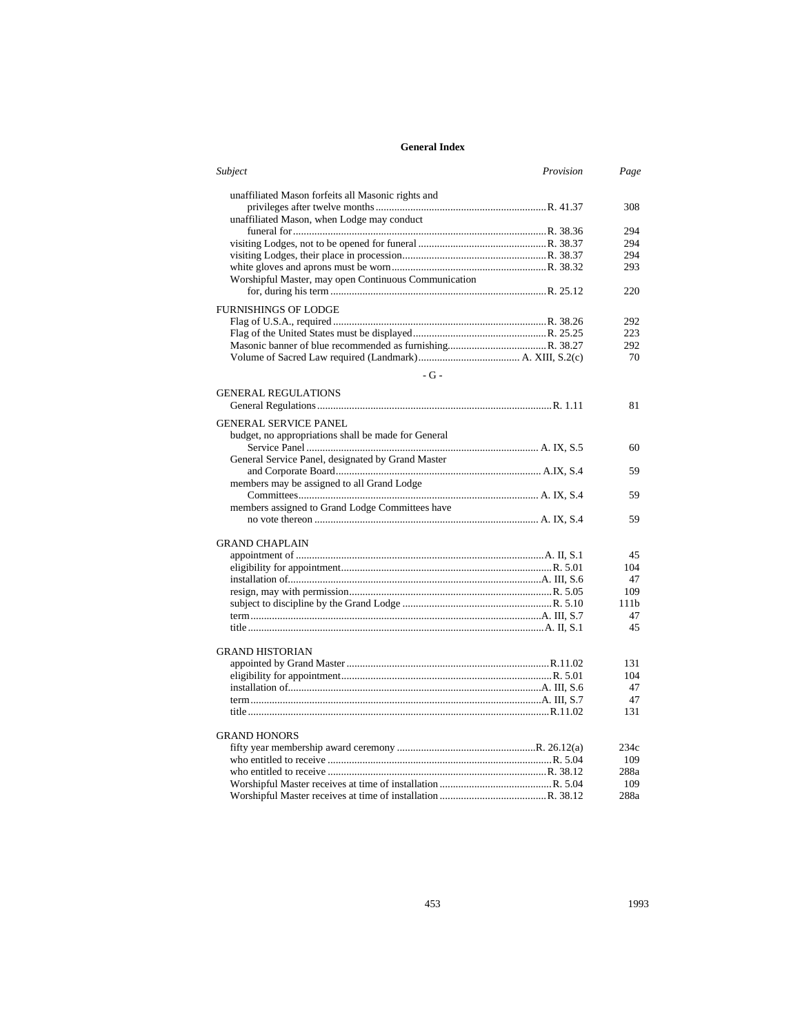# General Index

| *Subject* | *Provision* | *Page* |
|---|---|---|
| unaffiliated Mason forfeits all Masonic rights and privileges after twelve months | R. 41.37 | 308 |
| unaffiliated Mason, when Lodge may conduct funeral for | R. 38.36 | 294 |
| visiting Lodges, not to be opened for funeral | R. 38.37 | 294 |
| visiting Lodges, their place in procession | R. 38.37 | 294 |
| white gloves and aprons must be worn | R. 38.32 | 293 |
| Worshipful Master, may open Continuous Communication for, during his term | R. 25.12 | 220 |
| **FURNISHINGS OF LODGE** | | |
| Flag of U.S.A., required | R. 38.26 | 292 |
| Flag of the United States must be displayed | R. 25.25 | 223 |
| Masonic banner of blue recommended as furnishing | R. 38.27 | 292 |
| Volume of Sacred Law required (Landmark) | A. XIII, S.2(c) | 70 |
| **- G -** | | |
| **GENERAL REGULATIONS** | | |
| General Regulations | R. 1.11 | 81 |
| **GENERAL SERVICE PANEL** | | |
| budget, no appropriations shall be made for General Service Panel | A. IX, S.5 | 60 |
| General Service Panel, designated by Grand Master and Corporate Board | A.IX, S.4 | 59 |
| members may be assigned to all Grand Lodge Committees | A. IX, S.4 | 59 |
| members assigned to Grand Lodge Committees have no vote thereon | A. IX, S.4 | 59 |
| **GRAND CHAPLAIN** | | |
| appointment of | A. II, S.1 | 45 |
| eligibility for appointment | R. 5.01 | 104 |
| installation of | A. III, S.6 | 47 |
| resign, may with permission | R. 5.05 | 109 |
| subject to discipline by the Grand Lodge | R. 5.10 | 111b |
| term | A. III, S.7 | 47 |
| title | A. II, S.1 | 45 |
| **GRAND HISTORIAN** | | |
| appointed by Grand Master | R.11.02 | 131 |
| eligibility for appointment | R. 5.01 | 104 |
| installation of | A. III, S.6 | 47 |
| term | A. III, S.7 | 47 |
| title | R.11.02 | 131 |
| **GRAND HONORS** | | |
| fifty year membership award ceremony | R. 26.12(a) | 234c |
| who entitled to receive | R. 5.04 | 109 |
| who entitled to receive | R. 38.12 | 288a |
| Worshipful Master receives at time of installation | R. 5.04 | 109 |
| Worshipful Master receives at time of installation | R. 38.12 | 288a |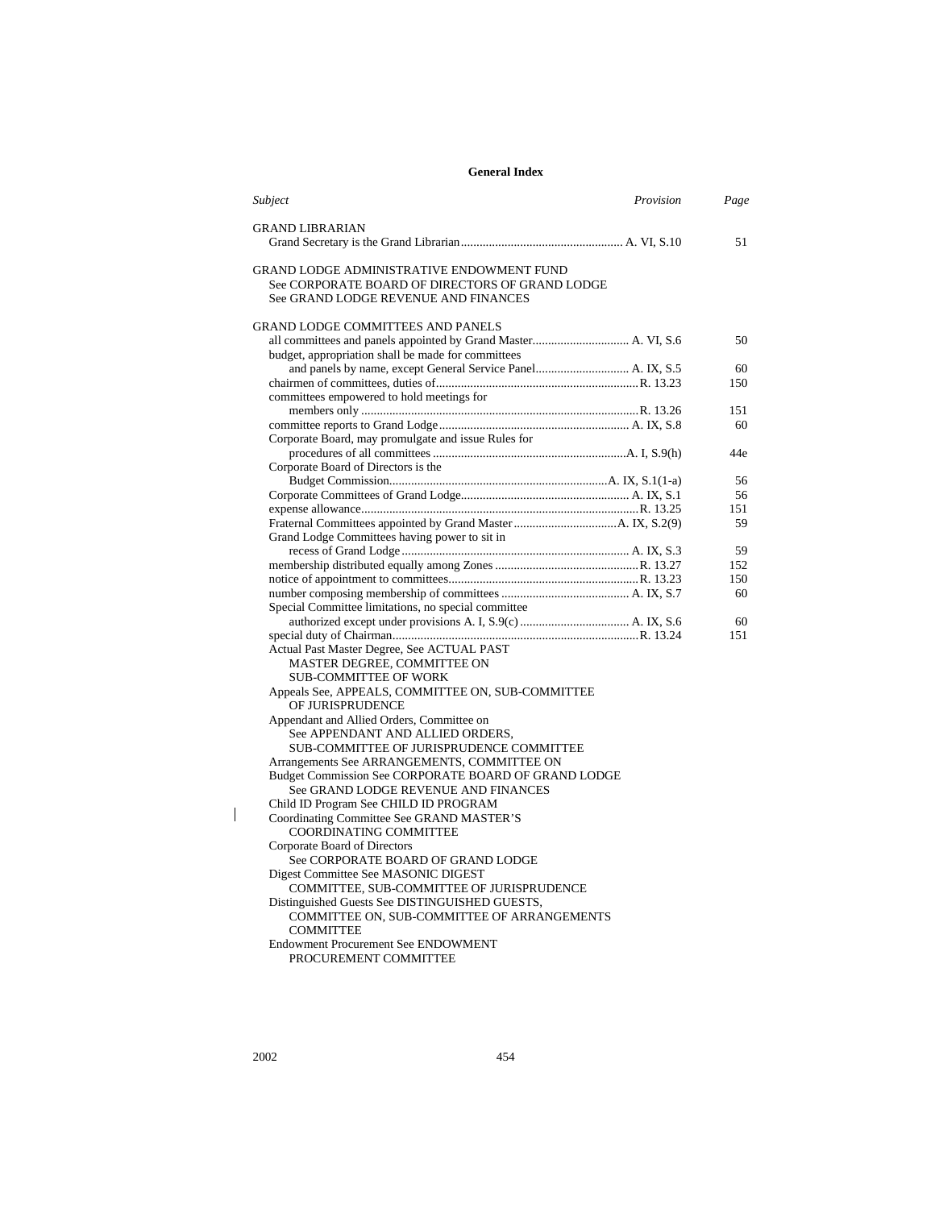**General Index**

| *Subject* | *Provision* | *Page* |
|---|---|---|
| GRAND LIBRARIAN | | |
| Grand Secretary is the Grand Librarian | A. VI, S.10 | 51 |
| GRAND LODGE ADMINISTRATIVE ENDOWMENT FUND | | |
| See CORPORATE BOARD OF DIRECTORS OF GRAND LODGE | | |
| See GRAND LODGE REVENUE AND FINANCES | | |
| GRAND LODGE COMMITTEES AND PANELS | | |
| all committees and panels appointed by Grand Master | A. VI, S.6 | 50 |
| budget, appropriation shall be made for committees and panels by name, except General Service Panel | A. IX, S.5 | 60 |
| chairmen of committees, duties of | R. 13.23 | 150 |
| committees empowered to hold meetings for members only | R. 13.26 | 151 |
| committee reports to Grand Lodge | A. IX, S.8 | 60 |
| Corporate Board, may promulgate and issue Rules for procedures of all committees | A. I, S.9(h) | 44e |
| Corporate Board of Directors is the Budget Commission | A. IX, S.1(1-a) | 56 |
| Corporate Committees of Grand Lodge | A. IX, S.1 | 56 |
| expense allowance | R. 13.25 | 151 |
| Fraternal Committees appointed by Grand Master | A. IX, S.2(9) | 59 |
| Grand Lodge Committees having power to sit in recess of Grand Lodge | A. IX, S.3 | 59 |
| membership distributed equally among Zones | R. 13.27 | 152 |
| notice of appointment to committees | R. 13.23 | 150 |
| number composing membership of committees | A. IX, S.7 | 60 |
| Special Committee limitations, no special committee authorized except under provisions A. I, S.9(c) | A. IX, S.6 | 60 |
| special duty of Chairman | R. 13.24 | 151 |
| Actual Past Master Degree, See ACTUAL PAST MASTER DEGREE, COMMITTEE ON SUB-COMMITTEE OF WORK | | |
| Appeals See, APPEALS, COMMITTEE ON, SUB-COMMITTEE OF JURISPRUDENCE | | |
| Appendant and Allied Orders, Committee on See APPENDANT AND ALLIED ORDERS, SUB-COMMITTEE OF JURISPRUDENCE COMMITTEE | | |
| Arrangements See ARRANGEMENTS, COMMITTEE ON | | |
| Budget Commission See CORPORATE BOARD OF GRAND LODGE See GRAND LODGE REVENUE AND FINANCES | | |
| Child ID Program See CHILD ID PROGRAM | | |
| Coordinating Committee See GRAND MASTER'S COORDINATING COMMITTEE | | |
| Corporate Board of Directors See CORPORATE BOARD OF GRAND LODGE | | |
| Digest Committee See MASONIC DIGEST COMMITTEE, SUB-COMMITTEE OF JURISPRUDENCE | | |
| Distinguished Guests See DISTINGUISHED GUESTS, COMMITTEE ON, SUB-COMMITTEE OF ARRANGEMENTS COMMITTEE | | |
| Endowment Procurement See ENDOWMENT PROCUREMENT COMMITTEE | | |

2002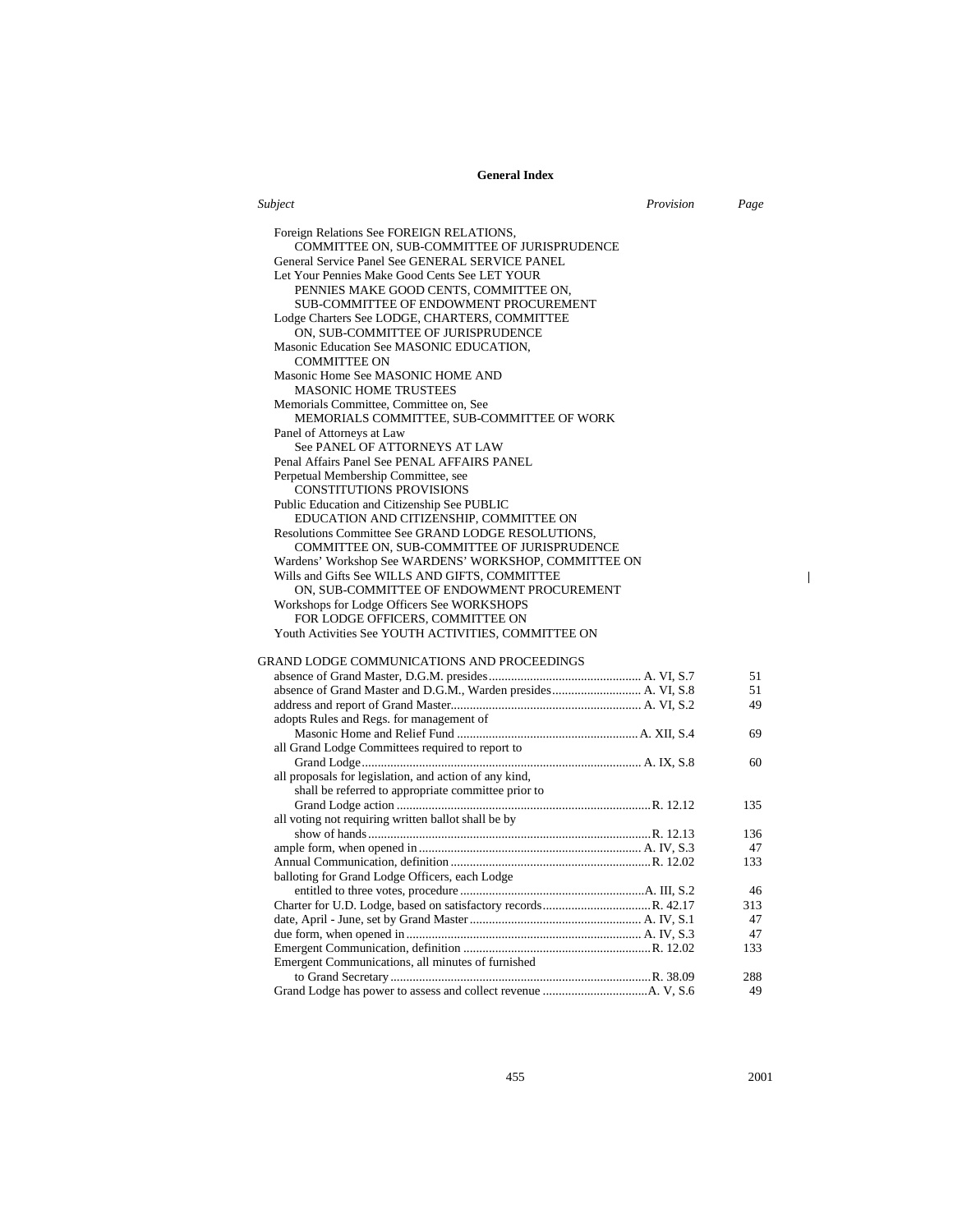## General Index

| Subject | Provision | Page |
|---|---|---|
| Foreign Relations See FOREIGN RELATIONS, COMMITTEE ON, SUB-COMMITTEE OF JURISPRUDENCE | | |
| General Service Panel See GENERAL SERVICE PANEL | | |
| Let Your Pennies Make Good Cents See LET YOUR PENNIES MAKE GOOD CENTS, COMMITTEE ON, SUB-COMMITTEE OF ENDOWMENT PROCUREMENT | | |
| Lodge Charters See LODGE, CHARTERS, COMMITTEE ON, SUB-COMMITTEE OF JURISPRUDENCE | | |
| Masonic Education See MASONIC EDUCATION, COMMITTEE ON | | |
| Masonic Home See MASONIC HOME AND MASONIC HOME TRUSTEES | | |
| Memorials Committee, Committee on, See MEMORIALS COMMITTEE, SUB-COMMITTEE OF WORK | | |
| Panel of Attorneys at Law See PANEL OF ATTORNEYS AT LAW | | |
| Penal Affairs Panel See PENAL AFFAIRS PANEL | | |
| Perpetual Membership Committee, see CONSTITUTIONS PROVISIONS | | |
| Public Education and Citizenship See PUBLIC EDUCATION AND CITIZENSHIP, COMMITTEE ON | | |
| Resolutions Committee See GRAND LODGE RESOLUTIONS, COMMITTEE ON, SUB-COMMITTEE OF JURISPRUDENCE | | |
| Wardens' Workshop See WARDENS' WORKSHOP, COMMITTEE ON | | |
| Wills and Gifts See WILLS AND GIFTS, COMMITTEE ON, SUB-COMMITTEE OF ENDOWMENT PROCUREMENT | | |
| Workshops for Lodge Officers See WORKSHOPS FOR LODGE OFFICERS, COMMITTEE ON | | |
| Youth Activities See YOUTH ACTIVITIES, COMMITTEE ON | | |
| **GRAND LODGE COMMUNICATIONS AND PROCEEDINGS** | | |
| absence of Grand Master, D.G.M. presides | A. VI, S.7 | 51 |
| absence of Grand Master and D.G.M., Warden presides | A. VI, S.8 | 51 |
| address and report of Grand Master | A. VI, S.2 | 49 |
| adopts Rules and Regs. for management of Masonic Home and Relief Fund | A. XII, S.4 | 69 |
| all Grand Lodge Committees required to report to Grand Lodge | A. IX, S.8 | 60 |
| all proposals for legislation, and action of any kind, shall be referred to appropriate committee prior to Grand Lodge action | R. 12.12 | 135 |
| all voting not requiring written ballot shall be by show of hands | R. 12.13 | 136 |
| ample form, when opened in | A. IV, S.3 | 47 |
| Annual Communication, definition | R. 12.02 | 133 |
| balloting for Grand Lodge Officers, each Lodge entitled to three votes, procedure | A. III, S.2 | 46 |
| Charter for U.D. Lodge, based on satisfactory records | R. 42.17 | 313 |
| date, April - June, set by Grand Master | A. IV, S.1 | 47 |
| due form, when opened in | A. IV, S.3 | 47 |
| Emergent Communication, definition | R. 12.02 | 133 |
| Emergent Communications, all minutes of furnished to Grand Secretary | R. 38.09 | 288 |
| Grand Lodge has power to assess and collect revenue | A. V, S.6 | 49 |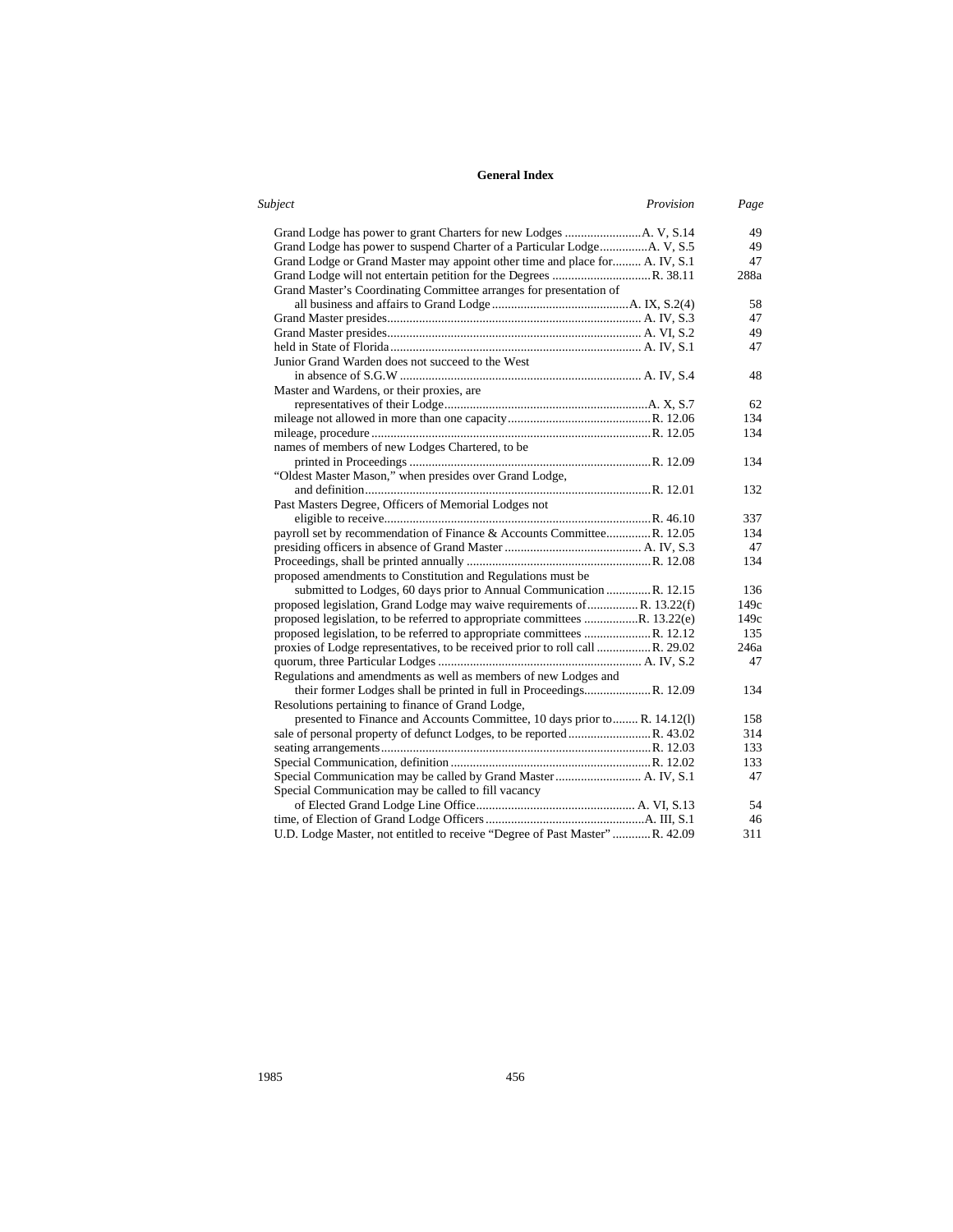# General Index

| Subject | Provision | Page |
|---|---|---|
| Grand Lodge has power to grant Charters for new Lodges | A. V, S.14 | 49 |
| Grand Lodge has power to suspend Charter of a Particular Lodge | A. V, S.5 | 49 |
| Grand Lodge or Grand Master may appoint other time and place for | A. IV, S.1 | 47 |
| Grand Lodge will not entertain petition for the Degrees | R. 38.11 | 288a |
| Grand Master's Coordinating Committee arranges for presentation of all business and affairs to Grand Lodge | A. IX, S.2(4) | 58 |
| Grand Master presides | A. IV, S.3 | 47 |
| Grand Master presides | A. VI, S.2 | 49 |
| held in State of Florida | A. IV, S.1 | 47 |
| Junior Grand Warden does not succeed to the West in absence of S.G.W | A. IV, S.4 | 48 |
| Master and Wardens, or their proxies, are representatives of their Lodge | A. X, S.7 | 62 |
| mileage not allowed in more than one capacity | R. 12.06 | 134 |
| mileage, procedure | R. 12.05 | 134 |
| names of members of new Lodges Chartered, to be printed in Proceedings | R. 12.09 | 134 |
| "Oldest Master Mason," when presides over Grand Lodge, and definition | R. 12.01 | 132 |
| Past Masters Degree, Officers of Memorial Lodges not eligible to receive | R. 46.10 | 337 |
| payroll set by recommendation of Finance & Accounts Committee | R. 12.05 | 134 |
| presiding officers in absence of Grand Master | A. IV, S.3 | 47 |
| Proceedings, shall be printed annually | R. 12.08 | 134 |
| proposed amendments to Constitution and Regulations must be submitted to Lodges, 60 days prior to Annual Communication | R. 12.15 | 136 |
| proposed legislation, Grand Lodge may waive requirements of | R. 13.22(f) | 149c |
| proposed legislation, to be referred to appropriate committees | R. 13.22(e) | 149c |
| proposed legislation, to be referred to appropriate committees | R. 12.12 | 135 |
| proxies of Lodge representatives, to be received prior to roll call | R. 29.02 | 246a |
| quorum, three Particular Lodges | A. IV, S.2 | 47 |
| Regulations and amendments as well as members of new Lodges and their former Lodges shall be printed in full in Proceedings | R. 12.09 | 134 |
| Resolutions pertaining to finance of Grand Lodge, presented to Finance and Accounts Committee, 10 days prior to | R. 14.12(l) | 158 |
| sale of personal property of defunct Lodges, to be reported | R. 43.02 | 314 |
| seating arrangements | R. 12.03 | 133 |
| Special Communication, definition | R. 12.02 | 133 |
| Special Communication may be called by Grand Master | A. IV, S.1 | 47 |
| Special Communication may be called to fill vacancy of Elected Grand Lodge Line Office | A. VI, S.13 | 54 |
| time, of Election of Grand Lodge Officers | A. III, S.1 | 46 |
| U.D. Lodge Master, not entitled to receive "Degree of Past Master" | R. 42.09 | 311 |

1985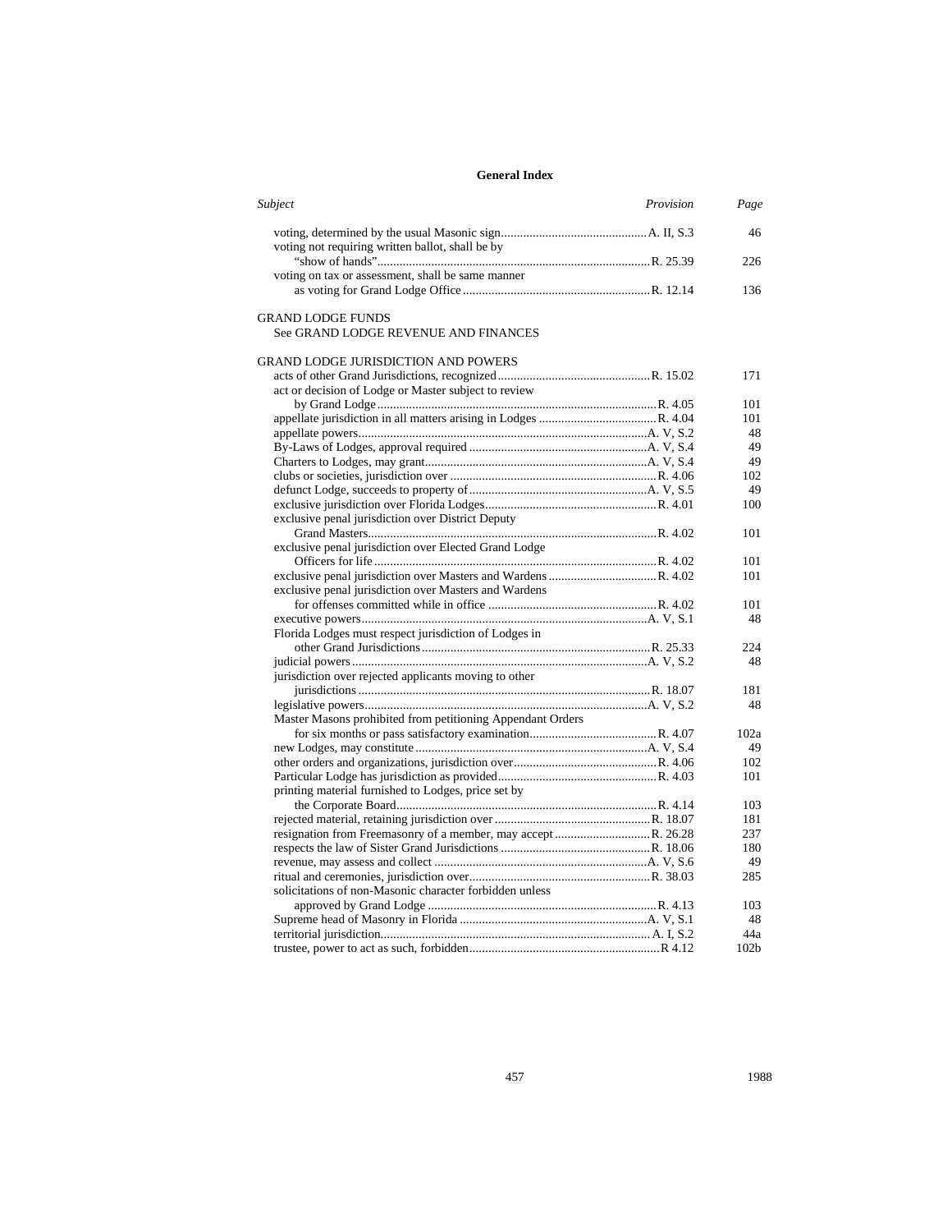# General Index

| *Subject* | *Provision* | *Page* |
|---|---|---|
| voting, determined by the usual Masonic sign | A. II, S.3 | 46 |
| voting not requiring written ballot, shall be by "show of hands" | R. 25.39 | 226 |
| voting on tax or assessment, shall be same manner as voting for Grand Lodge Office | R. 12.14 | 136 |
| | | |
| GRAND LODGE FUNDS | | |
| See GRAND LODGE REVENUE AND FINANCES | | |
| | | |
| GRAND LODGE JURISDICTION AND POWERS | | |
| acts of other Grand Jurisdictions, recognized | R. 15.02 | 171 |
| act or decision of Lodge or Master subject to review by Grand Lodge | R. 4.05 | 101 |
| appellate jurisdiction in all matters arising in Lodges | R. 4.04 | 101 |
| appellate powers | A. V, S.2 | 48 |
| By-Laws of Lodges, approval required | A. V, S.4 | 49 |
| Charters to Lodges, may grant | A. V, S.4 | 49 |
| clubs or societies, jurisdiction over | R. 4.06 | 102 |
| defunct Lodge, succeeds to property of | A. V, S.5 | 49 |
| exclusive jurisdiction over Florida Lodges | R. 4.01 | 100 |
| exclusive penal jurisdiction over District Deputy Grand Masters | R. 4.02 | 101 |
| exclusive penal jurisdiction over Elected Grand Lodge Officers for life | R. 4.02 | 101 |
| exclusive penal jurisdiction over Masters and Wardens | R. 4.02 | 101 |
| exclusive penal jurisdiction over Masters and Wardens for offenses committed while in office | R. 4.02 | 101 |
| executive powers | A. V, S.1 | 48 |
| Florida Lodges must respect jurisdiction of Lodges in other Grand Jurisdictions | R. 25.33 | 224 |
| judicial powers | A. V, S.2 | 48 |
| jurisdiction over rejected applicants moving to other jurisdictions | R. 18.07 | 181 |
| legislative powers | A. V, S.2 | 48 |
| Master Masons prohibited from petitioning Appendant Orders for six months or pass satisfactory examination | R. 4.07 | 102a |
| new Lodges, may constitute | A. V, S.4 | 49 |
| other orders and organizations, jurisdiction over | R. 4.06 | 102 |
| Particular Lodge has jurisdiction as provided | R. 4.03 | 101 |
| printing material furnished to Lodges, price set by the Corporate Board | R. 4.14 | 103 |
| rejected material, retaining jurisdiction over | R. 18.07 | 181 |
| resignation from Freemasonry of a member, may accept | R. 26.28 | 237 |
| respects the law of Sister Grand Jurisdictions | R. 18.06 | 180 |
| revenue, may assess and collect | A. V, S.6 | 49 |
| ritual and ceremonies, jurisdiction over | R. 38.03 | 285 |
| solicitations of non-Masonic character forbidden unless approved by Grand Lodge | R. 4.13 | 103 |
| Supreme head of Masonry in Florida | A. V, S.1 | 48 |
| territorial jurisdiction | A. I, S.2 | 44a |
| trustee, power to act as such, forbidden | R 4.12 | 102b |

1988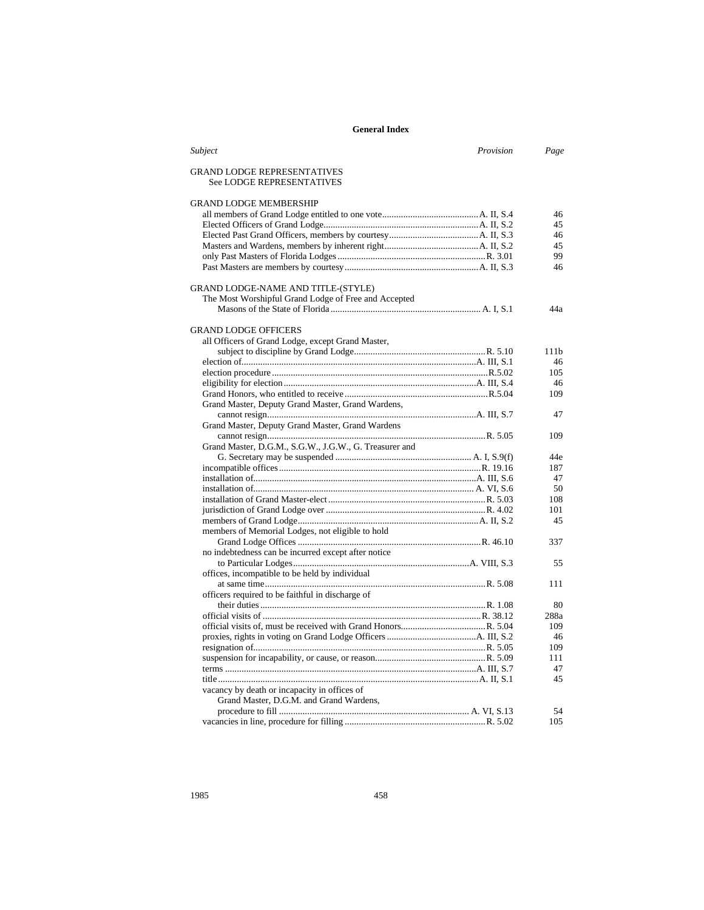## General Index

| *Subject* | *Provision* | *Page* |
|---|---|---|
| GRAND LODGE REPRESENTATIVES<br>See LODGE REPRESENTATIVES | | |
| GRAND LODGE MEMBERSHIP | | |
| all members of Grand Lodge entitled to one vote | A. II, S.4 | 46 |
| Elected Officers of Grand Lodge | A. II, S.2 | 45 |
| Elected Past Grand Officers, members by courtesy | A. II, S.3 | 46 |
| Masters and Wardens, members by inherent right | A. II, S.2 | 45 |
| only Past Masters of Florida Lodges | R. 3.01 | 99 |
| Past Masters are members by courtesy | A. II, S.3 | 46 |
| GRAND LODGE-NAME AND TITLE-(STYLE) | | |
| The Most Worshipful Grand Lodge of Free and Accepted Masons of the State of Florida | A. I, S.1 | 44a |
| GRAND LODGE OFFICERS | | |
| all Officers of Grand Lodge, except Grand Master, subject to discipline by Grand Lodge | R. 5.10 | 111b |
| election of | A. III, S.1 | 46 |
| election procedure | R.5.02 | 105 |
| eligibility for election | A. III, S.4 | 46 |
| Grand Honors, who entitled to receive | R.5.04 | 109 |
| Grand Master, Deputy Grand Master, Grand Wardens, cannot resign | A. III, S.7 | 47 |
| Grand Master, Deputy Grand Master, Grand Wardens cannot resign | R. 5.05 | 109 |
| Grand Master, D.G.M., S.G.W., J.G.W., G. Treasurer and G. Secretary may be suspended | A. I, S.9(f) | 44e |
| incompatible offices | R. 19.16 | 187 |
| installation of | A. III, S.6 | 47 |
| installation of | A. VI, S.6 | 50 |
| installation of Grand Master-elect | R. 5.03 | 108 |
| jurisdiction of Grand Lodge over | R. 4.02 | 101 |
| members of Grand Lodge | A. II, S.2 | 45 |
| members of Memorial Lodges, not eligible to hold Grand Lodge Offices | R. 46.10 | 337 |
| no indebtedness can be incurred except after notice to Particular Lodges | A. VIII, S.3 | 55 |
| offices, incompatible to be held by individual at same time | R. 5.08 | 111 |
| officers required to be faithful in discharge of their duties | R. 1.08 | 80 |
| official visits of | R. 38.12 | 288a |
| official visits of, must be received with Grand Honors | R. 5.04 | 109 |
| proxies, rights in voting on Grand Lodge Officers | A. III, S.2 | 46 |
| resignation of | R. 5.05 | 109 |
| suspension for incapability, or cause, or reason | R. 5.09 | 111 |
| terms | A. III, S.7 | 47 |
| title | A. II, S.1 | 45 |
| vacancy by death or incapacity in offices of Grand Master, D.G.M. and Grand Wardens, procedure to fill | A. VI, S.13 | 54 |
| vacancies in line, procedure for filling | R. 5.02 | 105 |

1985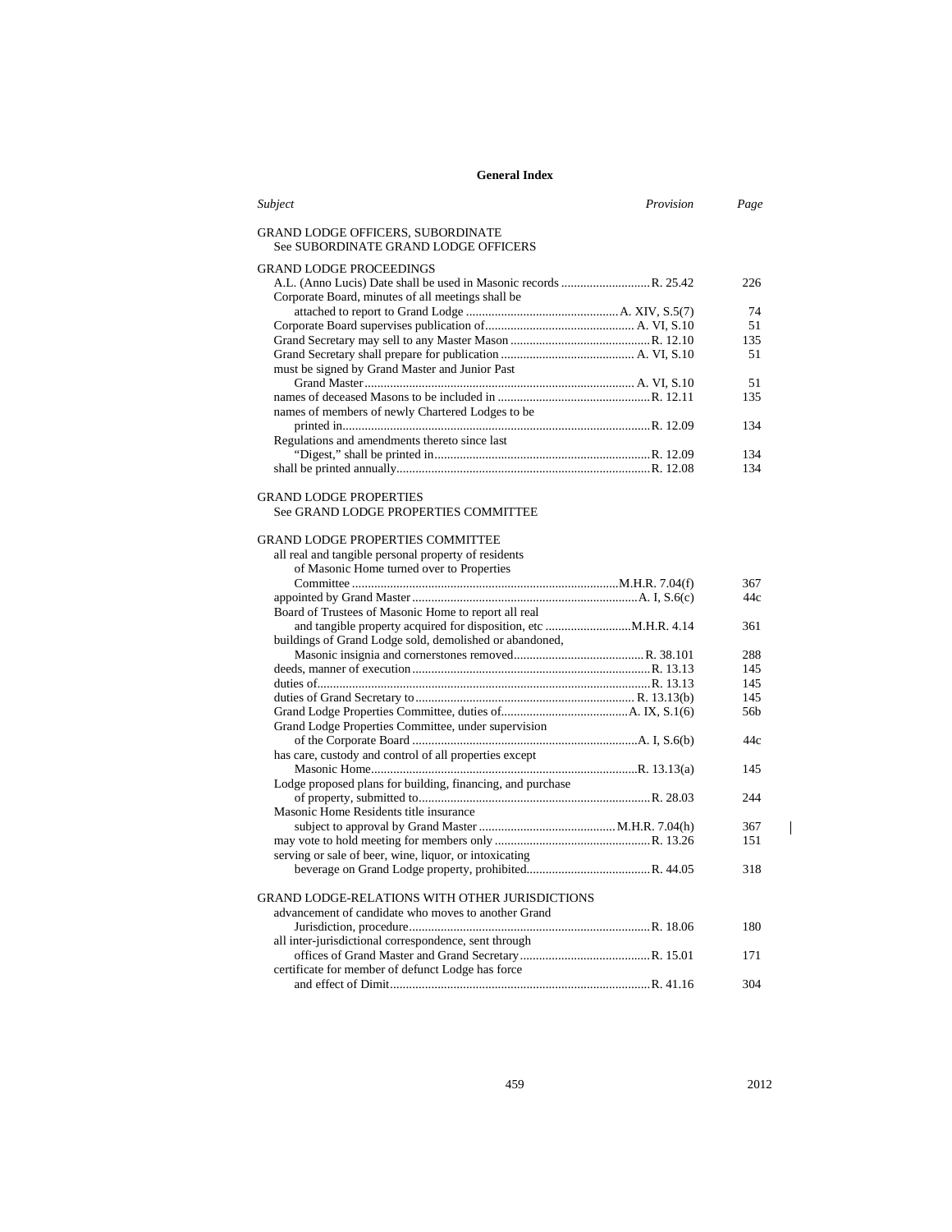# General Index

| Subject | Provision | Page |
|---|---|---|
| **GRAND LODGE OFFICERS, SUBORDINATE** | | |
| See SUBORDINATE GRAND LODGE OFFICERS | | |
| **GRAND LODGE PROCEEDINGS** | | |
| A.L. (Anno Lucis) Date shall be used in Masonic records | R. 25.42 | 226 |
| Corporate Board, minutes of all meetings shall be attached to report to Grand Lodge | A. XIV, S.5(7) | 74 |
| Corporate Board supervises publication of | A. VI, S.10 | 51 |
| Grand Secretary may sell to any Master Mason | R. 12.10 | 135 |
| Grand Secretary shall prepare for publication | A. VI, S.10 | 51 |
| must be signed by Grand Master and Junior Past Grand Master | A. VI, S.10 | 51 |
| names of deceased Masons to be included in | R. 12.11 | 135 |
| names of members of newly Chartered Lodges to be printed in | R. 12.09 | 134 |
| Regulations and amendments thereto since last "Digest," shall be printed in | R. 12.09 | 134 |
| shall be printed annually | R. 12.08 | 134 |
| **GRAND LODGE PROPERTIES** | | |
| See GRAND LODGE PROPERTIES COMMITTEE | | |
| **GRAND LODGE PROPERTIES COMMITTEE** | | |
| all real and tangible personal property of residents of Masonic Home turned over to Properties Committee | M.H.R. 7.04(f) | 367 |
| appointed by Grand Master | A. I, S.6(c) | 44c |
| Board of Trustees of Masonic Home to report all real and tangible property acquired for disposition, etc | M.H.R. 4.14 | 361 |
| buildings of Grand Lodge sold, demolished or abandoned, Masonic insignia and cornerstones removed | R. 38.101 | 288 |
| deeds, manner of execution | R. 13.13 | 145 |
| duties of | R. 13.13 | 145 |
| duties of Grand Secretary to | R. 13.13(b) | 145 |
| Grand Lodge Properties Committee, duties of | A. IX, S.1(6) | 56b |
| Grand Lodge Properties Committee, under supervision of the Corporate Board | A. I, S.6(b) | 44c |
| has care, custody and control of all properties except Masonic Home | R. 13.13(a) | 145 |
| Lodge proposed plans for building, financing, and purchase of property, submitted to | R. 28.03 | 244 |
| Masonic Home Residents title insurance subject to approval by Grand Master | M.H.R. 7.04(h) | 367 |
| may vote to hold meeting for members only | R. 13.26 | 151 |
| serving or sale of beer, wine, liquor, or intoxicating beverage on Grand Lodge property, prohibited | R. 44.05 | 318 |
| **GRAND LODGE-RELATIONS WITH OTHER JURISDICTIONS** | | |
| advancement of candidate who moves to another Grand Jurisdiction, procedure | R. 18.06 | 180 |
| all inter-jurisdictional correspondence, sent through offices of Grand Master and Grand Secretary | R. 15.01 | 171 |
| certificate for member of defunct Lodge has force and effect of Dimit | R. 41.16 | 304 |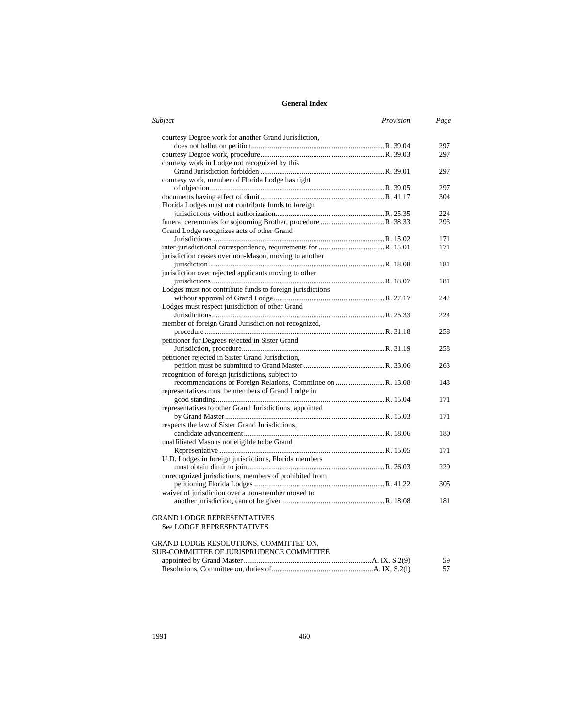## General Index

| Subject | Provision | Page |
|---|---|---|
| courtesy Degree work for another Grand Jurisdiction, does not ballot on petition | R. 39.04 | 297 |
| courtesy Degree work, procedure | R. 39.03 | 297 |
| courtesy work in Lodge not recognized by this Grand Jurisdiction forbidden | R. 39.01 | 297 |
| courtesy work, member of Florida Lodge has right of objection | R. 39.05 | 297 |
| documents having effect of dimit | R. 41.17 | 304 |
| Florida Lodges must not contribute funds to foreign jurisdictions without authorization | R. 25.35 | 224 |
| funeral ceremonies for sojourning Brother, procedure | R. 38.33 | 293 |
| Grand Lodge recognizes acts of other Grand Jurisdictions | R. 15.02 | 171 |
| inter-jurisdictional correspondence, requirements for | R. 15.01 | 171 |
| jurisdiction ceases over non-Mason, moving to another jurisdiction | R. 18.08 | 181 |
| jurisdiction over rejected applicants moving to other jurisdictions | R. 18.07 | 181 |
| Lodges must not contribute funds to foreign jurisdictions without approval of Grand Lodge | R. 27.17 | 242 |
| Lodges must respect jurisdiction of other Grand Jurisdictions | R. 25.33 | 224 |
| member of foreign Grand Jurisdiction not recognized, procedure | R. 31.18 | 258 |
| petitioner for Degrees rejected in Sister Grand Jurisdiction, procedure | R. 31.19 | 258 |
| petitioner rejected in Sister Grand Jurisdiction, petition must be submitted to Grand Master | R. 33.06 | 263 |
| recognition of foreign jurisdictions, subject to recommendations of Foreign Relations, Committee on | R. 13.08 | 143 |
| representatives must be members of Grand Lodge in good standing | R. 15.04 | 171 |
| representatives to other Grand Jurisdictions, appointed by Grand Master | R. 15.03 | 171 |
| respects the law of Sister Grand Jurisdictions, candidate advancement | R. 18.06 | 180 |
| unaffiliated Masons not eligible to be Grand Representative | R. 15.05 | 171 |
| U.D. Lodges in foreign jurisdictions, Florida members must obtain dimit to join | R. 26.03 | 229 |
| unrecognized jurisdictions, members of prohibited from petitioning Florida Lodges | R. 41.22 | 305 |
| waiver of jurisdiction over a non-member moved to another jurisdiction, cannot be given | R. 18.08 | 181 |

GRAND LODGE REPRESENTATIVES
See LODGE REPRESENTATIVES

GRAND LODGE RESOLUTIONS, COMMITTEE ON,
SUB-COMMITTEE OF JURISPRUDENCE COMMITTEE

| Subject | Provision | Page |
|---|---|---|
| appointed by Grand Master | A. IX, S.2(9) | 59 |
| Resolutions, Committee on, duties of | A. IX, S.2(l) | 57 |

1991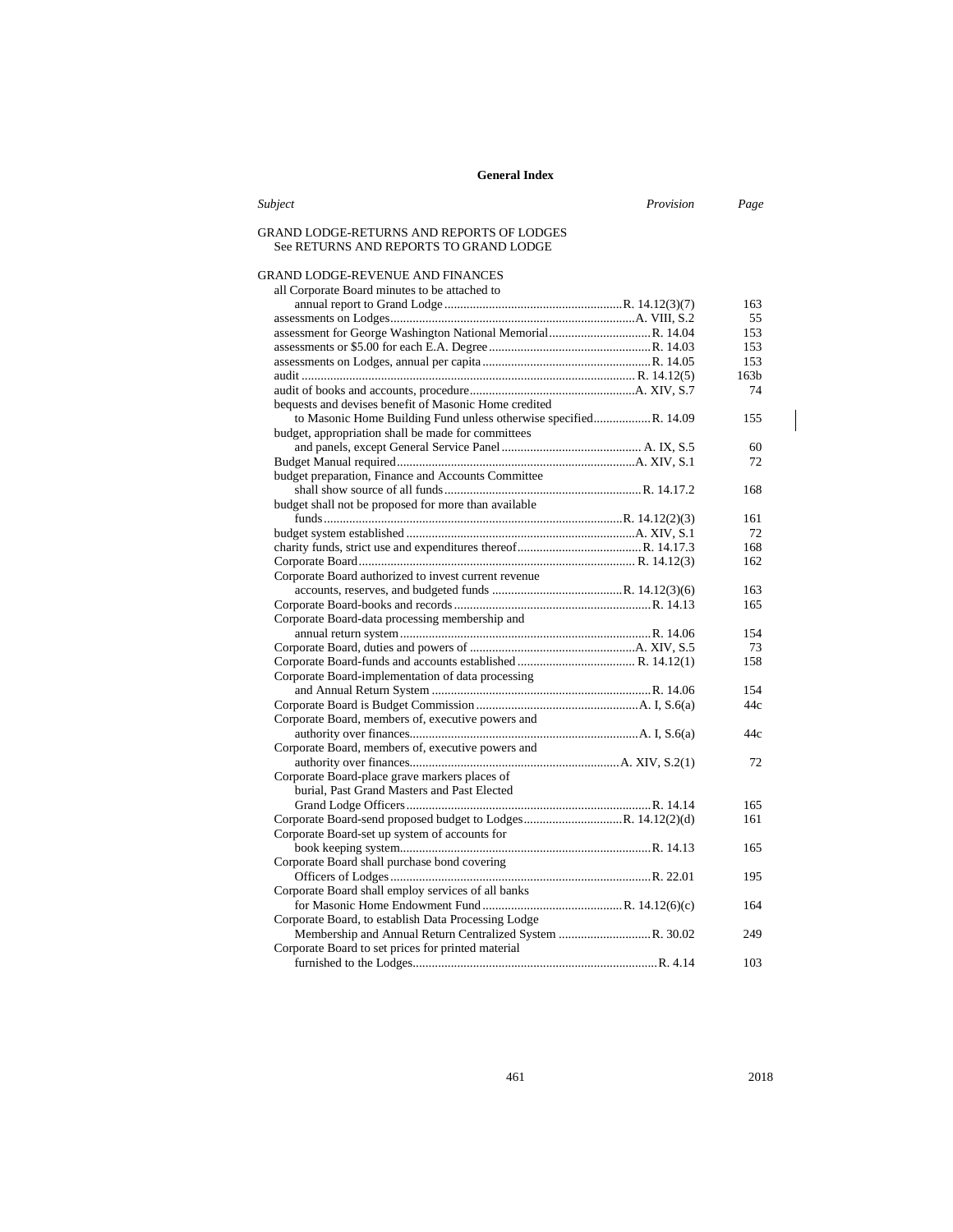## General Index

| *Subject* | *Provision* | *Page* |
|---|---|---|
| GRAND LODGE-RETURNS AND REPORTS OF LODGES | | |
| See RETURNS AND REPORTS TO GRAND LODGE | | |
| | | |
| GRAND LODGE-REVENUE AND FINANCES | | |
| all Corporate Board minutes to be attached to annual report to Grand Lodge | R. 14.12(3)(7) | 163 |
| assessments on Lodges | A. VIII, S.2 | 55 |
| assessment for George Washington National Memorial | R. 14.04 | 153 |
| assessments or $5.00 for each E.A. Degree | R. 14.03 | 153 |
| assessments on Lodges, annual per capita | R. 14.05 | 153 |
| audit | R. 14.12(5) | 163b |
| audit of books and accounts, procedure | A. XIV, S.7 | 74 |
| bequests and devises benefit of Masonic Home credited to Masonic Home Building Fund unless otherwise specified | R. 14.09 | 155 |
| budget, appropriation shall be made for committees and panels, except General Service Panel | A. IX, S.5 | 60 |
| Budget Manual required | A. XIV, S.1 | 72 |
| budget preparation, Finance and Accounts Committee shall show source of all funds | R. 14.17.2 | 168 |
| budget shall not be proposed for more than available funds | R. 14.12(2)(3) | 161 |
| budget system established | A. XIV, S.1 | 72 |
| charity funds, strict use and expenditures thereof | R. 14.17.3 | 168 |
| Corporate Board | R. 14.12(3) | 162 |
| Corporate Board authorized to invest current revenue accounts, reserves, and budgeted funds | R. 14.12(3)(6) | 163 |
| Corporate Board-books and records | R. 14.13 | 165 |
| Corporate Board-data processing membership and annual return system | R. 14.06 | 154 |
| Corporate Board, duties and powers of | A. XIV, S.5 | 73 |
| Corporate Board-funds and accounts established | R. 14.12(1) | 158 |
| Corporate Board-implementation of data processing and Annual Return System | R. 14.06 | 154 |
| Corporate Board is Budget Commission | A. I, S.6(a) | 44c |
| Corporate Board, members of, executive powers and authority over finances | A. I, S.6(a) | 44c |
| Corporate Board, members of, executive powers and authority over finances | A. XIV, S.2(1) | 72 |
| Corporate Board-place grave markers places of burial, Past Grand Masters and Past Elected Grand Lodge Officers | R. 14.14 | 165 |
| Corporate Board-send proposed budget to Lodges | R. 14.12(2)(d) | 161 |
| Corporate Board-set up system of accounts for book keeping system | R. 14.13 | 165 |
| Corporate Board shall purchase bond covering Officers of Lodges | R. 22.01 | 195 |
| Corporate Board shall employ services of all banks for Masonic Home Endowment Fund | R. 14.12(6)(c) | 164 |
| Corporate Board, to establish Data Processing Lodge Membership and Annual Return Centralized System | R. 30.02 | 249 |
| Corporate Board to set prices for printed material furnished to the Lodges | R. 4.14 | 103 |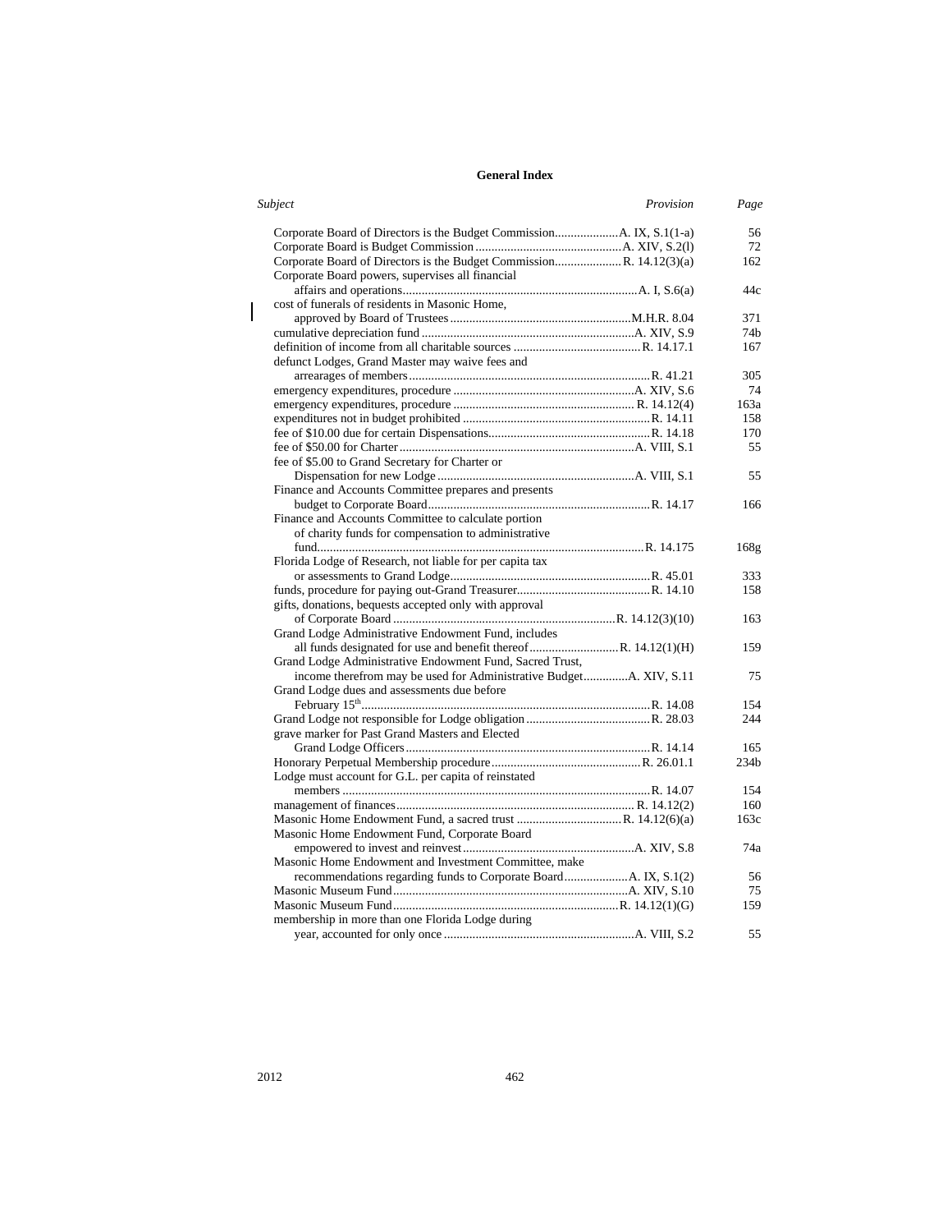## General Index

| Subject | Provision | Page |
|---|---|---|
| Corporate Board of Directors is the Budget Commission | A. IX, S.1(1-a) | 56 |
| Corporate Board is Budget Commission | A. XIV, S.2(l) | 72 |
| Corporate Board of Directors is the Budget Commission | R. 14.12(3)(a) | 162 |
| Corporate Board powers, supervises all financial affairs and operations | A. I, S.6(a) | 44c |
| cost of funerals of residents in Masonic Home, approved by Board of Trustees | M.H.R. 8.04 | 371 |
| cumulative depreciation fund | A. XIV, S.9 | 74b |
| definition of income from all charitable sources | R. 14.17.1 | 167 |
| defunct Lodges, Grand Master may waive fees and arrearages of members | R. 41.21 | 305 |
| emergency expenditures, procedure | A. XIV, S.6 | 74 |
| emergency expenditures, procedure | R. 14.12(4) | 163a |
| expenditures not in budget prohibited | R. 14.11 | 158 |
| fee of $10.00 due for certain Dispensations | R. 14.18 | 170 |
| fee of $50.00 for Charter | A. VIII, S.1 | 55 |
| fee of $5.00 to Grand Secretary for Charter or Dispensation for new Lodge | A. VIII, S.1 | 55 |
| Finance and Accounts Committee prepares and presents budget to Corporate Board | R. 14.17 | 166 |
| Finance and Accounts Committee to calculate portion of charity funds for compensation to administrative fund | R. 14.175 | 168g |
| Florida Lodge of Research, not liable for per capita tax or assessments to Grand Lodge | R. 45.01 | 333 |
| funds, procedure for paying out-Grand Treasurer | R. 14.10 | 158 |
| gifts, donations, bequests accepted only with approval of Corporate Board | R. 14.12(3)(10) | 163 |
| Grand Lodge Administrative Endowment Fund, includes all funds designated for use and benefit thereof | R. 14.12(1)(H) | 159 |
| Grand Lodge Administrative Endowment Fund, Sacred Trust, income therefrom may be used for Administrative Budget | A. XIV, S.11 | 75 |
| Grand Lodge dues and assessments due before February 15th | R. 14.08 | 154 |
| Grand Lodge not responsible for Lodge obligation | R. 28.03 | 244 |
| grave marker for Past Grand Masters and Elected Grand Lodge Officers | R. 14.14 | 165 |
| Honorary Perpetual Membership procedure | R. 26.01.1 | 234b |
| Lodge must account for G.L. per capita of reinstated members | R. 14.07 | 154 |
| management of finances | R. 14.12(2) | 160 |
| Masonic Home Endowment Fund, a sacred trust | R. 14.12(6)(a) | 163c |
| Masonic Home Endowment Fund, Corporate Board empowered to invest and reinvest | A. XIV, S.8 | 74a |
| Masonic Home Endowment and Investment Committee, make recommendations regarding funds to Corporate Board | A. IX, S.1(2) | 56 |
| Masonic Museum Fund | A. XIV, S.10 | 75 |
| Masonic Museum Fund | R. 14.12(1)(G) | 159 |
| membership in more than one Florida Lodge during year, accounted for only once | A. VIII, S.2 | 55 |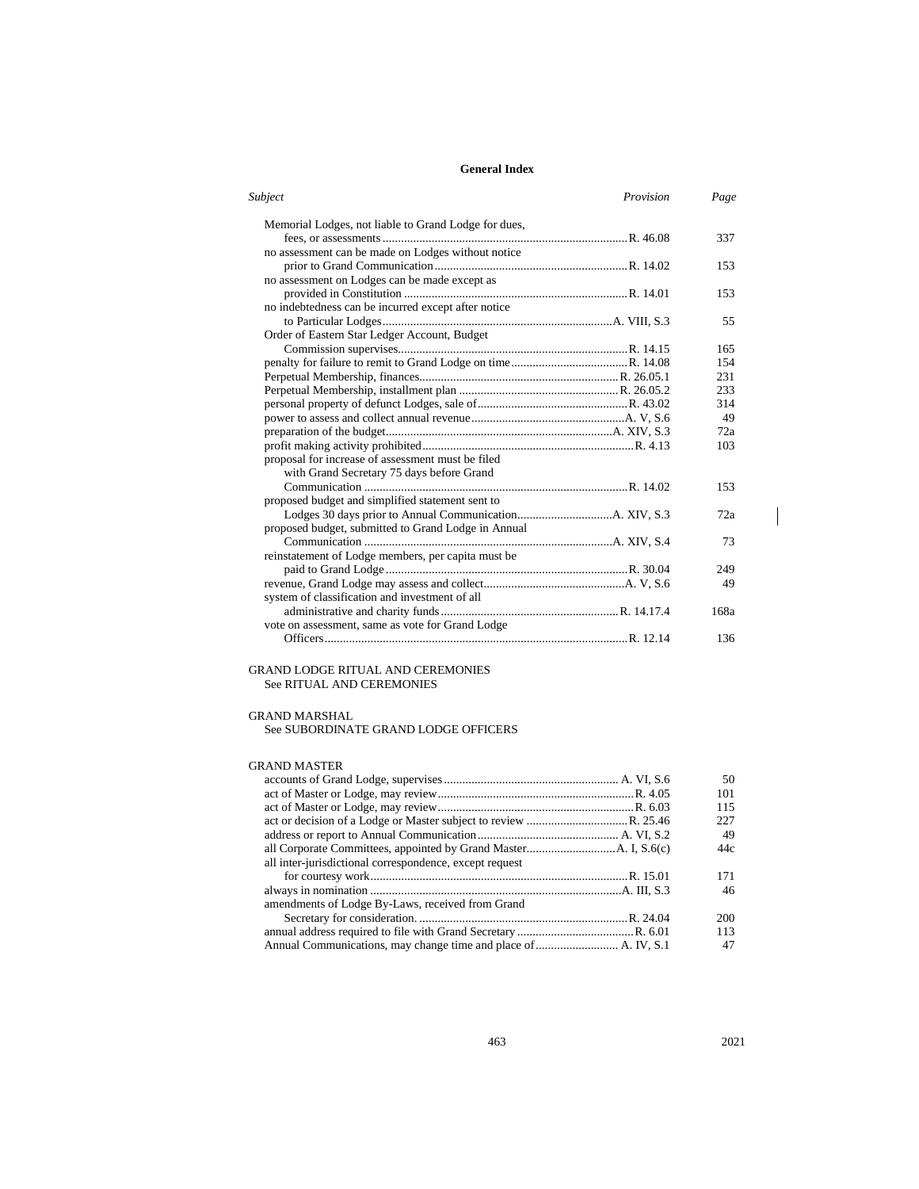## General Index

| *Subject* | *Provision* | *Page* |
|---|---|---|
| Memorial Lodges, not liable to Grand Lodge for dues, fees, or assessments | R. 46.08 | 337 |
| no assessment can be made on Lodges without notice prior to Grand Communication | R. 14.02 | 153 |
| no assessment on Lodges can be made except as provided in Constitution | R. 14.01 | 153 |
| no indebtedness can be incurred except after notice to Particular Lodges | A. VIII, S.3 | 55 |
| Order of Eastern Star Ledger Account, Budget Commission supervises | R. 14.15 | 165 |
| penalty for failure to remit to Grand Lodge on time | R. 14.08 | 154 |
| Perpetual Membership, finances | R. 26.05.1 | 231 |
| Perpetual Membership, installment plan | R. 26.05.2 | 233 |
| personal property of defunct Lodges, sale of | R. 43.02 | 314 |
| power to assess and collect annual revenue | A. V, S.6 | 49 |
| preparation of the budget | A. XIV, S.3 | 72a |
| profit making activity prohibited | R. 4.13 | 103 |
| proposal for increase of assessment must be filed with Grand Secretary 75 days before Grand Communication | R. 14.02 | 153 |
| proposed budget and simplified statement sent to Lodges 30 days prior to Annual Communication | A. XIV, S.3 | 72a |
| proposed budget, submitted to Grand Lodge in Annual Communication | A. XIV, S.4 | 73 |
| reinstatement of Lodge members, per capita must be paid to Grand Lodge | R. 30.04 | 249 |
| revenue, Grand Lodge may assess and collect | A. V, S.6 | 49 |
| system of classification and investment of all administrative and charity funds | R. 14.17.4 | 168a |
| vote on assessment, same as vote for Grand Lodge Officers | R. 12.14 | 136 |

GRAND LODGE RITUAL AND CEREMONIES
See RITUAL AND CEREMONIES

GRAND MARSHAL
See SUBORDINATE GRAND LODGE OFFICERS

GRAND MASTER

| *Subject* | *Provision* | *Page* |
|---|---|---|
| accounts of Grand Lodge, supervises | A. VI, S.6 | 50 |
| act of Master or Lodge, may review | R. 4.05 | 101 |
| act of Master or Lodge, may review | R. 6.03 | 115 |
| act or decision of a Lodge or Master subject to review | R. 25.46 | 227 |
| address or report to Annual Communication | A. VI, S.2 | 49 |
| all Corporate Committees, appointed by Grand Master | A. I, S.6(c) | 44c |
| all inter-jurisdictional correspondence, except request for courtesy work | R. 15.01 | 171 |
| always in nomination | A. III, S.3 | 46 |
| amendments of Lodge By-Laws, received from Grand Secretary for consideration. | R. 24.04 | 200 |
| annual address required to file with Grand Secretary | R. 6.01 | 113 |
| Annual Communications, may change time and place of | A. IV, S.1 | 47 |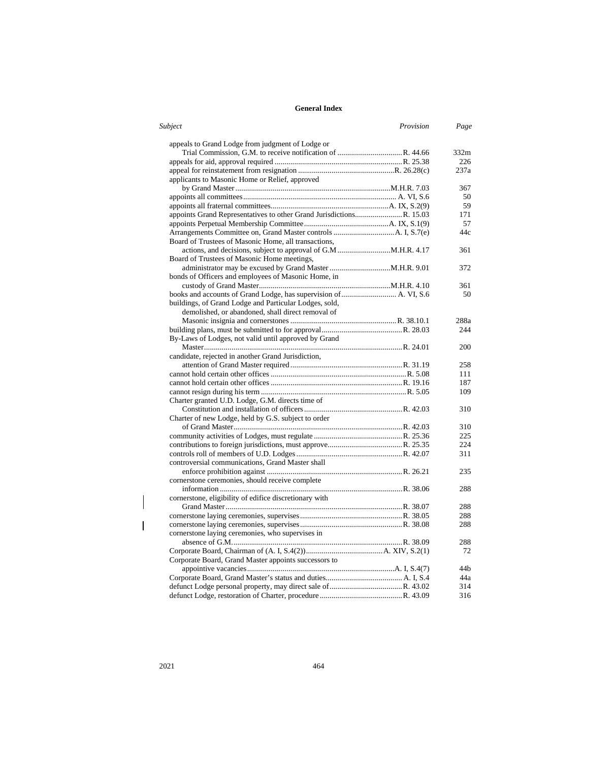## General Index

| Subject | Provision | Page |
|---|---|---|
| appeals to Grand Lodge from judgment of Lodge or Trial Commission, G.M. to receive notification of | R. 44.66 | 332m |
| appeals for aid, approval required | R. 25.38 | 226 |
| appeal for reinstatement from resignation | R. 26.28(c) | 237a |
| applicants to Masonic Home or Relief, approved by Grand Master | M.H.R. 7.03 | 367 |
| appoints all committees | A. VI, S.6 | 50 |
| appoints all fraternal committees | A. IX, S.2(9) | 59 |
| appoints Grand Representatives to other Grand Jurisdictions | R. 15.03 | 171 |
| appoints Perpetual Membership Committee | A. IX, S.1(9) | 57 |
| Arrangements Committee on, Grand Master controls | A. I, S.7(e) | 44c |
| Board of Trustees of Masonic Home, all transactions, actions, and decisions, subject to approval of G.M | M.H.R. 4.17 | 361 |
| Board of Trustees of Masonic Home meetings, administrator may be excused by Grand Master | M.H.R. 9.01 | 372 |
| bonds of Officers and employees of Masonic Home, in custody of Grand Master | M.H.R. 4.10 | 361 |
| books and accounts of Grand Lodge, has supervision of | A. VI, S.6 | 50 |
| buildings, of Grand Lodge and Particular Lodges, sold, demolished, or abandoned, shall direct removal of Masonic insignia and cornerstones | R. 38.10.1 | 288a |
| building plans, must be submitted to for approval | R. 28.03 | 244 |
| By-Laws of Lodges, not valid until approved by Grand Master | R. 24.01 | 200 |
| candidate, rejected in another Grand Jurisdiction, attention of Grand Master required | R. 31.19 | 258 |
| cannot hold certain other offices | R. 5.08 | 111 |
| cannot hold certain other offices | R. 19.16 | 187 |
| cannot resign during his term | R. 5.05 | 109 |
| Charter granted U.D. Lodge, G.M. directs time of Constitution and installation of officers | R. 42.03 | 310 |
| Charter of new Lodge, held by G.S. subject to order of Grand Master | R. 42.03 | 310 |
| community activities of Lodges, must regulate | R. 25.36 | 225 |
| contributions to foreign jurisdictions, must approve | R. 25.35 | 224 |
| controls roll of members of U.D. Lodges | R. 42.07 | 311 |
| controversial communications, Grand Master shall enforce prohibition against | R. 26.21 | 235 |
| cornerstone ceremonies, should receive complete information | R. 38.06 | 288 |
| cornerstone, eligibility of edifice discretionary with Grand Master | R. 38.07 | 288 |
| cornerstone laying ceremonies, supervises | R. 38.05 | 288 |
| cornerstone laying ceremonies, supervises | R. 38.08 | 288 |
| cornerstone laying ceremonies, who supervises in absence of G.M. | R. 38.09 | 288 |
| Corporate Board, Chairman of (A. I, S.4(2)) | A. XIV, S.2(1) | 72 |
| Corporate Board, Grand Master appoints successors to appointive vacancies | A. I, S.4(7) | 44b |
| Corporate Board, Grand Master's status and duties | A. I, S.4 | 44a |
| defunct Lodge personal property, may direct sale of | R. 43.02 | 314 |
| defunct Lodge, restoration of Charter, procedure | R. 43.09 | 316 |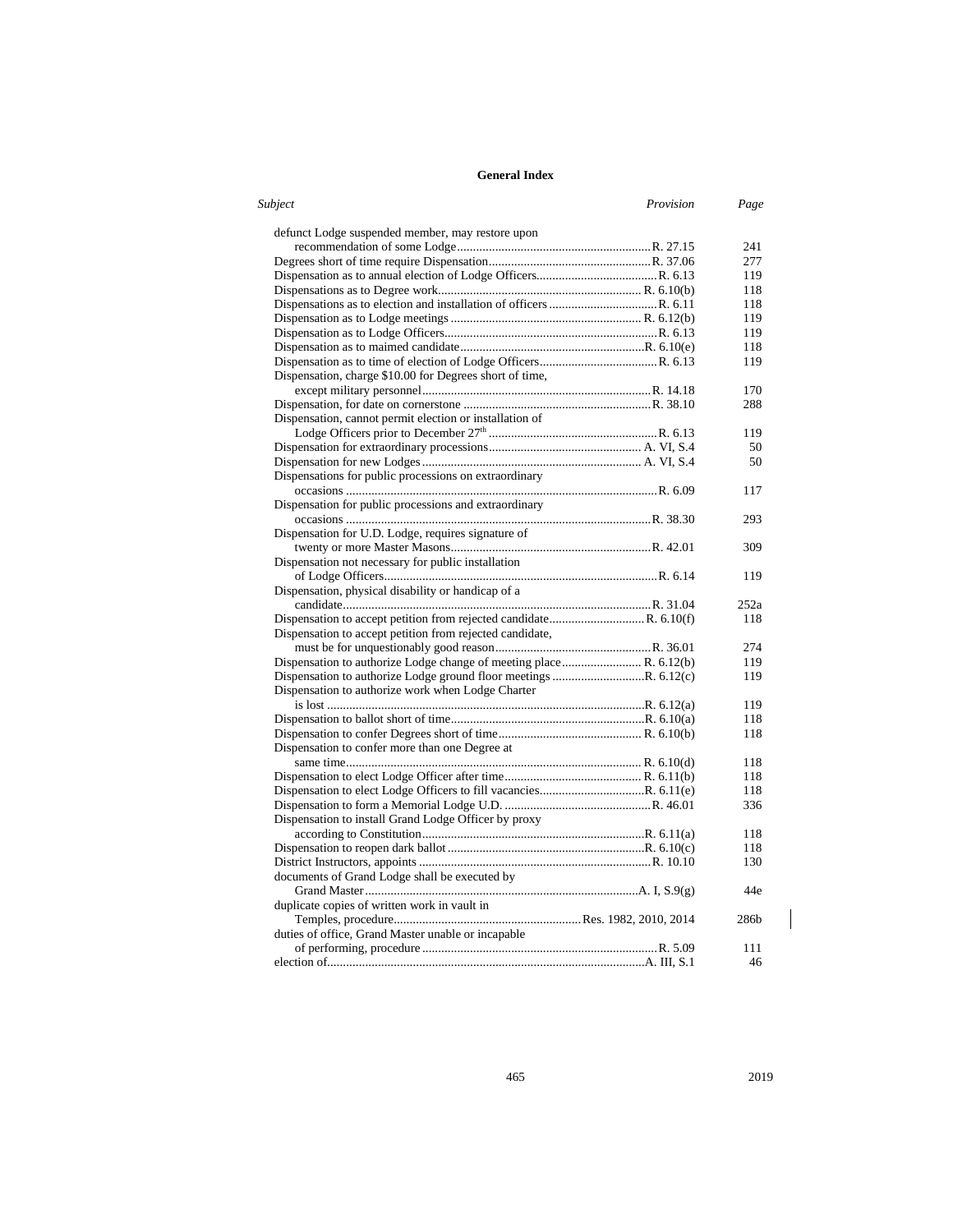## General Index

| *Subject* | *Provision* | *Page* |
|---|---|---|
| defunct Lodge suspended member, may restore upon recommendation of some Lodge | R. 27.15 | 241 |
| Degrees short of time require Dispensation | R. 37.06 | 277 |
| Dispensation as to annual election of Lodge Officers | R. 6.13 | 119 |
| Dispensations as to Degree work | R. 6.10(b) | 118 |
| Dispensations as to election and installation of officers | R. 6.11 | 118 |
| Dispensation as to Lodge meetings | R. 6.12(b) | 119 |
| Dispensation as to Lodge Officers | R. 6.13 | 119 |
| Dispensation as to maimed candidate | R. 6.10(e) | 118 |
| Dispensation as to time of election of Lodge Officers | R. 6.13 | 119 |
| Dispensation, charge $10.00 for Degrees short of time, except military personnel | R. 14.18 | 170 |
| Dispensation, for date on cornerstone | R. 38.10 | 288 |
| Dispensation, cannot permit election or installation of Lodge Officers prior to December 27th | R. 6.13 | 119 |
| Dispensation for extraordinary processions | A. VI, S.4 | 50 |
| Dispensation for new Lodges | A. VI, S.4 | 50 |
| Dispensations for public processions on extraordinary occasions | R. 6.09 | 117 |
| Dispensation for public processions and extraordinary occasions | R. 38.30 | 293 |
| Dispensation for U.D. Lodge, requires signature of twenty or more Master Masons | R. 42.01 | 309 |
| Dispensation not necessary for public installation of Lodge Officers | R. 6.14 | 119 |
| Dispensation, physical disability or handicap of a candidate | R. 31.04 | 252a |
| Dispensation to accept petition from rejected candidate | R. 6.10(f) | 118 |
| Dispensation to accept petition from rejected candidate, must be for unquestionably good reason | R. 36.01 | 274 |
| Dispensation to authorize Lodge change of meeting place | R. 6.12(b) | 119 |
| Dispensation to authorize Lodge ground floor meetings | R. 6.12(c) | 119 |
| Dispensation to authorize work when Lodge Charter is lost | R. 6.12(a) | 119 |
| Dispensation to ballot short of time | R. 6.10(a) | 118 |
| Dispensation to confer Degrees short of time | R. 6.10(b) | 118 |
| Dispensation to confer more than one Degree at same time | R. 6.10(d) | 118 |
| Dispensation to elect Lodge Officer after time | R. 6.11(b) | 118 |
| Dispensation to elect Lodge Officers to fill vacancies | R. 6.11(e) | 118 |
| Dispensation to form a Memorial Lodge U.D. | R. 46.01 | 336 |
| Dispensation to install Grand Lodge Officer by proxy according to Constitution | R. 6.11(a) | 118 |
| Dispensation to reopen dark ballot | R. 6.10(c) | 118 |
| District Instructors, appoints | R. 10.10 | 130 |
| documents of Grand Lodge shall be executed by Grand Master | A. I, S.9(g) | 44e |
| duplicate copies of written work in vault in Temples, procedure | Res. 1982, 2010, 2014 | 286b |
| duties of office, Grand Master unable or incapable of performing, procedure | R. 5.09 | 111 |
| election of | A. III, S.1 | 46 |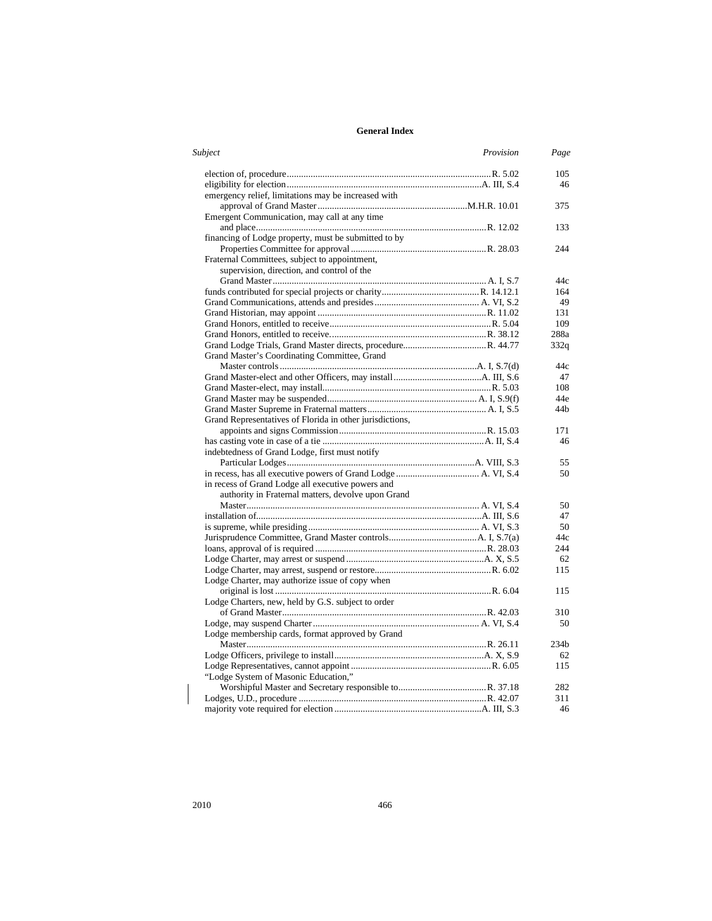# General Index

| Subject | Provision | Page |
|---|---|---|
| election of, procedure | R. 5.02 | 105 |
| eligibility for election | A. III, S.4 | 46 |
| emergency relief, limitations may be increased with approval of Grand Master | M.H.R. 10.01 | 375 |
| Emergent Communication, may call at any time and place | R. 12.02 | 133 |
| financing of Lodge property, must be submitted to by Properties Committee for approval | R. 28.03 | 244 |
| Fraternal Committees, subject to appointment, supervision, direction, and control of the Grand Master | A. I, S.7 | 44c |
| funds contributed for special projects or charity | R. 14.12.1 | 164 |
| Grand Communications, attends and presides | A. VI, S.2 | 49 |
| Grand Historian, may appoint | R. 11.02 | 131 |
| Grand Honors, entitled to receive | R. 5.04 | 109 |
| Grand Honors, entitled to receive. | R. 38.12 | 288a |
| Grand Lodge Trials, Grand Master directs, procedure | R. 44.77 | 332q |
| Grand Master's Coordinating Committee, Grand Master controls | A. I, S.7(d) | 44c |
| Grand Master-elect and other Officers, may install | A. III, S.6 | 47 |
| Grand Master-elect, may install | R. 5.03 | 108 |
| Grand Master may be suspended | A. I, S.9(f) | 44e |
| Grand Master Supreme in Fraternal matters | A. I, S.5 | 44b |
| Grand Representatives of Florida in other jurisdictions, appoints and signs Commission | R. 15.03 | 171 |
| has casting vote in case of a tie | A. II, S.4 | 46 |
| indebtedness of Grand Lodge, first must notify Particular Lodges | A. VIII, S.3 | 55 |
| in recess, has all executive powers of Grand Lodge | A. VI, S.4 | 50 |
| in recess of Grand Lodge all executive powers and authority in Fraternal matters, devolve upon Grand Master | A. VI, S.4 | 50 |
| installation of | A. III, S.6 | 47 |
| is supreme, while presiding | A. VI, S.3 | 50 |
| Jurisprudence Committee, Grand Master controls | A. I, S.7(a) | 44c |
| loans, approval of is required | R. 28.03 | 244 |
| Lodge Charter, may arrest or suspend | A. X, S.5 | 62 |
| Lodge Charter, may arrest, suspend or restore | R. 6.02 | 115 |
| Lodge Charter, may authorize issue of copy when original is lost | R. 6.04 | 115 |
| Lodge Charters, new, held by G.S. subject to order of Grand Master | R. 42.03 | 310 |
| Lodge, may suspend Charter | A. VI, S.4 | 50 |
| Lodge membership cards, format approved by Grand Master | R. 26.11 | 234b |
| Lodge Officers, privilege to install | A. X, S.9 | 62 |
| Lodge Representatives, cannot appoint | R. 6.05 | 115 |
| "Lodge System of Masonic Education," Worshipful Master and Secretary responsible to | R. 37.18 | 282 |
| Lodges, U.D., procedure | R. 42.07 | 311 |
| majority vote required for election | A. III, S.3 | 46 |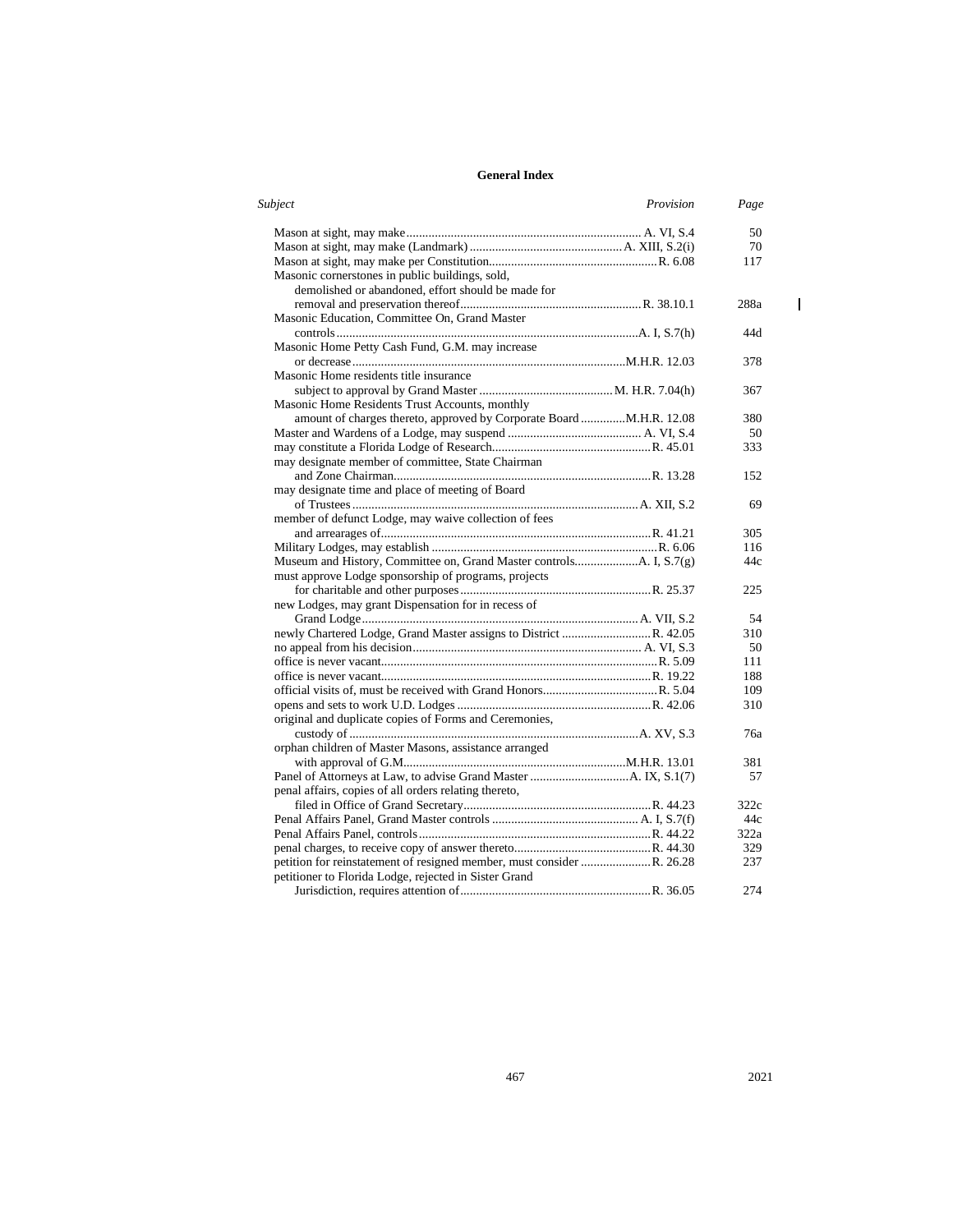# General Index

| Subject | Provision | Page |
|---|---|---|
| Mason at sight, may make | A. VI, S.4 | 50 |
| Mason at sight, may make (Landmark) | A. XIII, S.2(i) | 70 |
| Mason at sight, may make per Constitution | R. 6.08 | 117 |
| Masonic cornerstones in public buildings, sold, demolished or abandoned, effort should be made for removal and preservation thereof | R. 38.10.1 | 288a |
| Masonic Education, Committee On, Grand Master controls | A. I, S.7(h) | 44d |
| Masonic Home Petty Cash Fund, G.M. may increase or decrease | M.H.R. 12.03 | 378 |
| Masonic Home residents title insurance subject to approval by Grand Master | M. H.R. 7.04(h) | 367 |
| Masonic Home Residents Trust Accounts, monthly amount of charges thereto, approved by Corporate Board | M.H.R. 12.08 | 380 |
| Master and Wardens of a Lodge, may suspend | A. VI, S.4 | 50 |
| may constitute a Florida Lodge of Research | R. 45.01 | 333 |
| may designate member of committee, State Chairman and Zone Chairman | R. 13.28 | 152 |
| may designate time and place of meeting of Board of Trustees | A. XII, S.2 | 69 |
| member of defunct Lodge, may waive collection of fees and arrearages of | R. 41.21 | 305 |
| Military Lodges, may establish | R. 6.06 | 116 |
| Museum and History, Committee on, Grand Master controls | A. I, S.7(g) | 44c |
| must approve Lodge sponsorship of programs, projects for charitable and other purposes | R. 25.37 | 225 |
| new Lodges, may grant Dispensation for in recess of Grand Lodge | A. VII, S.2 | 54 |
| newly Chartered Lodge, Grand Master assigns to District | R. 42.05 | 310 |
| no appeal from his decision | A. VI, S.3 | 50 |
| office is never vacant | R. 5.09 | 111 |
| office is never vacant | R. 19.22 | 188 |
| official visits of, must be received with Grand Honors | R. 5.04 | 109 |
| opens and sets to work U.D. Lodges | R. 42.06 | 310 |
| original and duplicate copies of Forms and Ceremonies, custody of | A. XV, S.3 | 76a |
| orphan children of Master Masons, assistance arranged with approval of G.M. | M.H.R. 13.01 | 381 |
| Panel of Attorneys at Law, to advise Grand Master | A. IX, S.1(7) | 57 |
| penal affairs, copies of all orders relating thereto, filed in Office of Grand Secretary | R. 44.23 | 322c |
| Penal Affairs Panel, Grand Master controls | A. I, S.7(f) | 44c |
| Penal Affairs Panel, controls | R. 44.22 | 322a |
| penal charges, to receive copy of answer thereto | R. 44.30 | 329 |
| petition for reinstatement of resigned member, must consider | R. 26.28 | 237 |
| petitioner to Florida Lodge, rejected in Sister Grand Jurisdiction, requires attention of | R. 36.05 | 274 |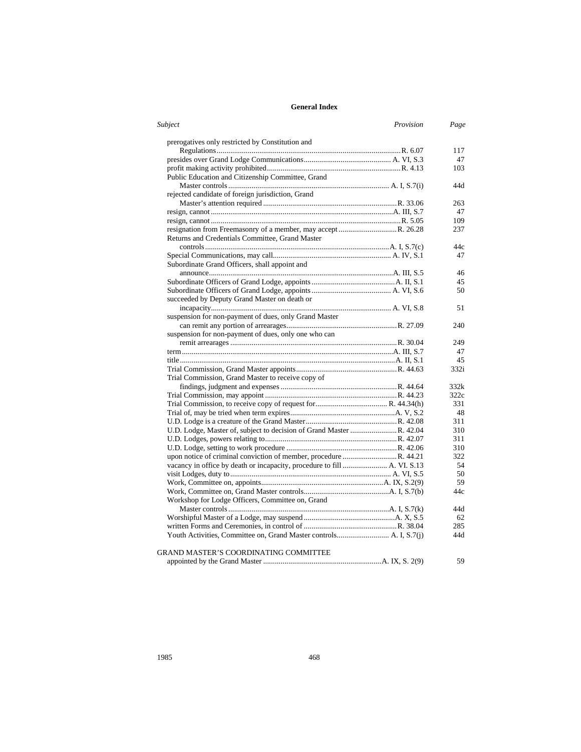## General Index

| Subject | Provision | Page |
|---|---|---|
| prerogatives only restricted by Constitution and Regulations | R. 6.07 | 117 |
| presides over Grand Lodge Communications | A. VI, S.3 | 47 |
| profit making activity prohibited | R. 4.13 | 103 |
| Public Education and Citizenship Committee, Grand Master controls | A. I, S.7(i) | 44d |
| rejected candidate of foreign jurisdiction, Grand Master's attention required | R. 33.06 | 263 |
| resign, cannot | A. III, S.7 | 47 |
| resign, cannot | R. 5.05 | 109 |
| resignation from Freemasonry of a member, may accept | R. 26.28 | 237 |
| Returns and Credentials Committee, Grand Master controls | A. I, S.7(c) | 44c |
| Special Communications, may call | A. IV, S.1 | 47 |
| Subordinate Grand Officers, shall appoint and announce | A. III, S.5 | 46 |
| Subordinate Officers of Grand Lodge, appoints | A. II, S.1 | 45 |
| Subordinate Officers of Grand Lodge, appoints | A. VI, S.6 | 50 |
| succeeded by Deputy Grand Master on death or incapacity | A. VI, S.8 | 51 |
| suspension for non-payment of dues, only Grand Master can remit any portion of arrearages | R. 27.09 | 240 |
| suspension for non-payment of dues, only one who can remit arrearages | R. 30.04 | 249 |
| term | A. III, S.7 | 47 |
| title | A. II, S.1 | 45 |
| Trial Commission, Grand Master appoints | R. 44.63 | 332i |
| Trial Commission, Grand Master to receive copy of findings, judgment and expenses | R. 44.64 | 332k |
| Trial Commission, may appoint | R. 44.23 | 322c |
| Trial Commission, to receive copy of request for | R. 44.34(h) | 331 |
| Trial of, may be tried when term expires | A. V, S.2 | 48 |
| U.D. Lodge is a creature of the Grand Master | R. 42.08 | 311 |
| U.D. Lodge, Master of, subject to decision of Grand Master | R. 42.04 | 310 |
| U.D. Lodges, powers relating to | R. 42.07 | 311 |
| U.D. Lodge, setting to work procedure | R. 42.06 | 310 |
| upon notice of criminal conviction of member, procedure | R. 44.21 | 322 |
| vacancy in office by death or incapacity, procedure to fill | A. VI. S.13 | 54 |
| visit Lodges, duty to | A. VI, S.5 | 50 |
| Work, Committee on, appoints | A. IX, S.2(9) | 59 |
| Work, Committee on, Grand Master controls | A. I, S.7(b) | 44c |
| Workshop for Lodge Officers, Committee on, Grand Master controls | A. I, S.7(k) | 44d |
| Worshipful Master of a Lodge, may suspend | A. X, S.5 | 62 |
| written Forms and Ceremonies, in control of | R. 38.04 | 285 |
| Youth Activities, Committee on, Grand Master controls | A. I, S.7(j) | 44d |
| | | |
| GRAND MASTER'S COORDINATING COMMITTEE | | |
| appointed by the Grand Master | A. IX, S. 2(9) | 59 |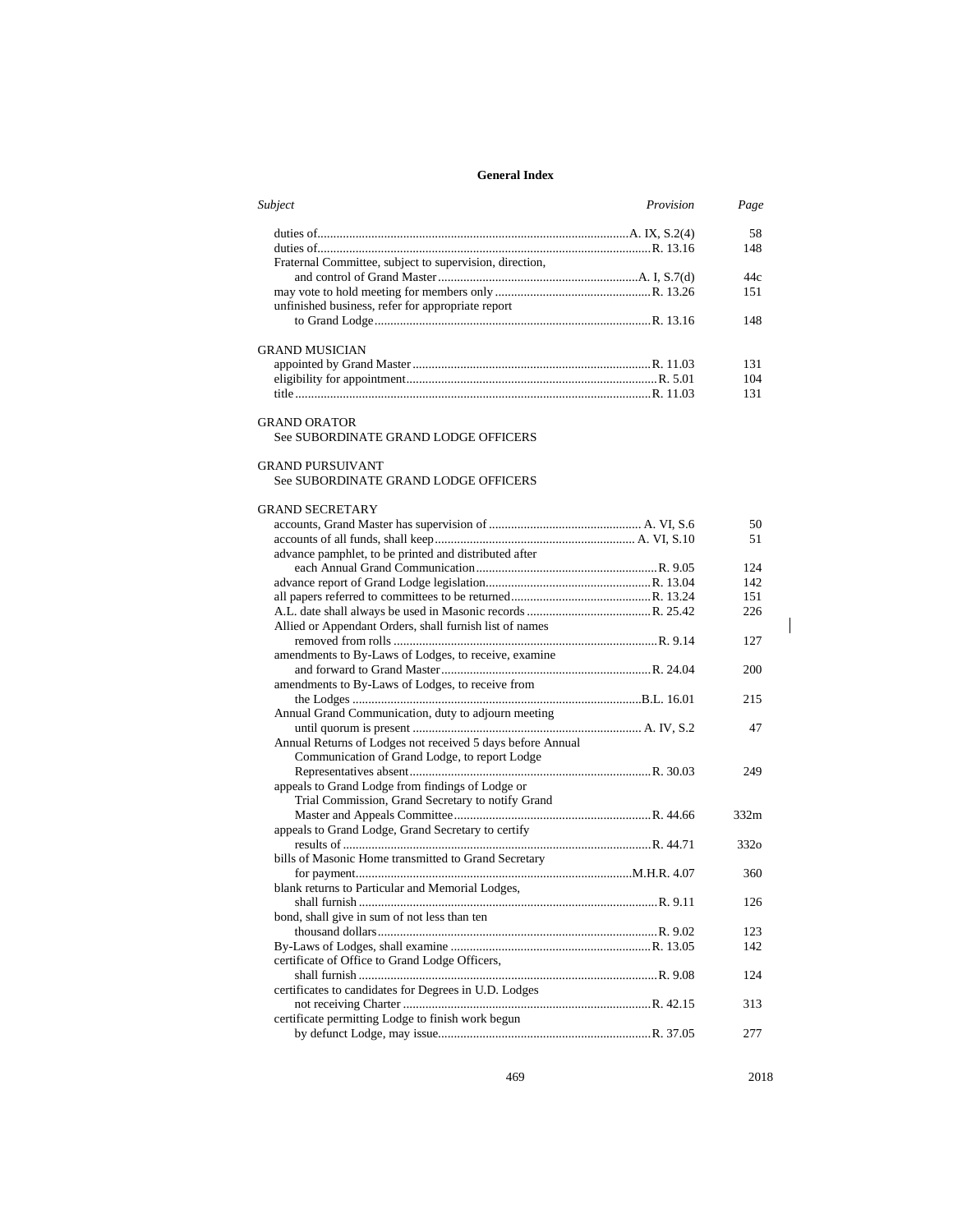## General Index

| *Subject* | *Provision* | *Page* |
|---|---|---|
| duties of | A. IX, S.2(4) | 58 |
| duties of | R. 13.16 | 148 |
| Fraternal Committee, subject to supervision, direction, and control of Grand Master | A. I, S.7(d) | 44c |
| may vote to hold meeting for members only | R. 13.26 | 151 |
| unfinished business, refer for appropriate report to Grand Lodge | R. 13.16 | 148 |
| **GRAND MUSICIAN** | | |
| appointed by Grand Master | R. 11.03 | 131 |
| eligibility for appointment | R. 5.01 | 104 |
| title | R. 11.03 | 131 |
| **GRAND ORATOR** | | |
| See SUBORDINATE GRAND LODGE OFFICERS | | |
| **GRAND PURSUIVANT** | | |
| See SUBORDINATE GRAND LODGE OFFICERS | | |
| **GRAND SECRETARY** | | |
| accounts, Grand Master has supervision of | A. VI, S.6 | 50 |
| accounts of all funds, shall keep | A. VI, S.10 | 51 |
| advance pamphlet, to be printed and distributed after each Annual Grand Communication | R. 9.05 | 124 |
| advance report of Grand Lodge legislation | R. 13.04 | 142 |
| all papers referred to committees to be returned | R. 13.24 | 151 |
| A.L. date shall always be used in Masonic records | R. 25.42 | 226 |
| Allied or Appendant Orders, shall furnish list of names removed from rolls | R. 9.14 | 127 |
| amendments to By-Laws of Lodges, to receive, examine and forward to Grand Master | R. 24.04 | 200 |
| amendments to By-Laws of Lodges, to receive from the Lodges | B.L. 16.01 | 215 |
| Annual Grand Communication, duty to adjourn meeting until quorum is present | A. IV, S.2 | 47 |
| Annual Returns of Lodges not received 5 days before Annual Communication of Grand Lodge, to report Lodge Representatives absent | R. 30.03 | 249 |
| appeals to Grand Lodge from findings of Lodge or Trial Commission, Grand Secretary to notify Grand Master and Appeals Committee | R. 44.66 | 332m |
| appeals to Grand Lodge, Grand Secretary to certify results of | R. 44.71 | 332o |
| bills of Masonic Home transmitted to Grand Secretary for payment | M.H.R. 4.07 | 360 |
| blank returns to Particular and Memorial Lodges, shall furnish | R. 9.11 | 126 |
| bond, shall give in sum of not less than ten thousand dollars | R. 9.02 | 123 |
| By-Laws of Lodges, shall examine | R. 13.05 | 142 |
| certificate of Office to Grand Lodge Officers, shall furnish | R. 9.08 | 124 |
| certificates to candidates for Degrees in U.D. Lodges not receiving Charter | R. 42.15 | 313 |
| certificate permitting Lodge to finish work begun by defunct Lodge, may issue | R. 37.05 | 277 |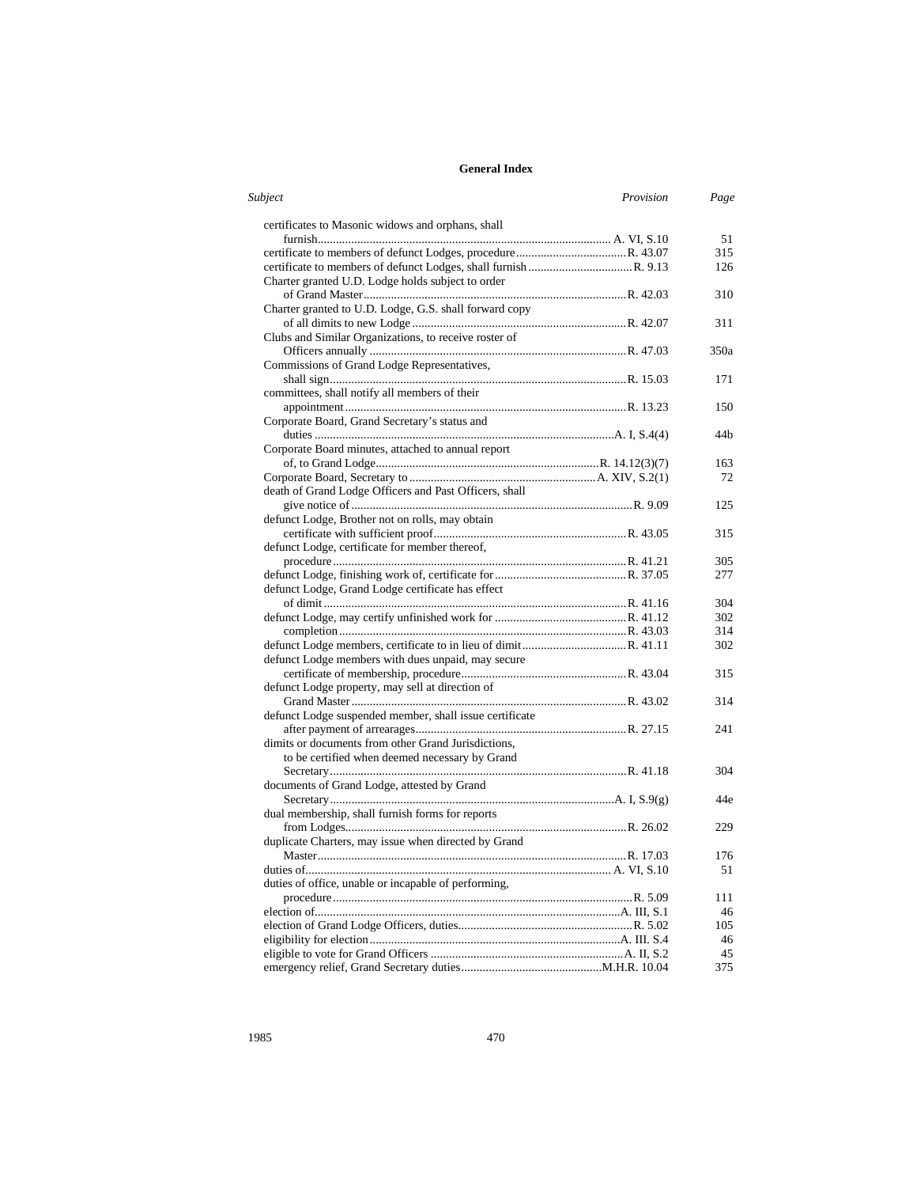## General Index

| *Subject* | *Provision* | *Page* |
|---|---|---|
| certificates to Masonic widows and orphans, shall furnish | A. VI, S.10 | 51 |
| certificate to members of defunct Lodges, procedure | R. 43.07 | 315 |
| certificate to members of defunct Lodges, shall furnish | R. 9.13 | 126 |
| Charter granted U.D. Lodge holds subject to order of Grand Master | R. 42.03 | 310 |
| Charter granted to U.D. Lodge, G.S. shall forward copy of all dimits to new Lodge | R. 42.07 | 311 |
| Clubs and Similar Organizations, to receive roster of Officers annually | R. 47.03 | 350a |
| Commissions of Grand Lodge Representatives, shall sign | R. 15.03 | 171 |
| committees, shall notify all members of their appointment | R. 13.23 | 150 |
| Corporate Board, Grand Secretary's status and duties | A. I, S.4(4) | 44b |
| Corporate Board minutes, attached to annual report of, to Grand Lodge | R. 14.12(3)(7) | 163 |
| Corporate Board, Secretary to | A. XIV, S.2(1) | 72 |
| death of Grand Lodge Officers and Past Officers, shall give notice of | R. 9.09 | 125 |
| defunct Lodge, Brother not on rolls, may obtain certificate with sufficient proof | R. 43.05 | 315 |
| defunct Lodge, certificate for member thereof, procedure | R. 41.21 | 305 |
| defunct Lodge, finishing work of, certificate for | R. 37.05 | 277 |
| defunct Lodge, Grand Lodge certificate has effect of dimit | R. 41.16 | 304 |
| defunct Lodge, may certify unfinished work for | R. 41.12 | 302 |
| completion | R. 43.03 | 314 |
| defunct Lodge members, certificate to in lieu of dimit | R. 41.11 | 302 |
| defunct Lodge members with dues unpaid, may secure certificate of membership, procedure | R. 43.04 | 315 |
| defunct Lodge property, may sell at direction of Grand Master | R. 43.02 | 314 |
| defunct Lodge suspended member, shall issue certificate after payment of arrearages | R. 27.15 | 241 |
| dimits or documents from other Grand Jurisdictions, to be certified when deemed necessary by Grand Secretary | R. 41.18 | 304 |
| documents of Grand Lodge, attested by Grand Secretary | A. I, S.9(g) | 44e |
| dual membership, shall furnish forms for reports from Lodges | R. 26.02 | 229 |
| duplicate Charters, may issue when directed by Grand Master | R. 17.03 | 176 |
| duties of | A. VI, S.10 | 51 |
| duties of office, unable or incapable of performing, procedure | R. 5.09 | 111 |
| election of | A. III, S.1 | 46 |
| election of Grand Lodge Officers, duties | R. 5.02 | 105 |
| eligibility for election | A. III. S.4 | 46 |
| eligible to vote for Grand Officers | A. II, S.2 | 45 |
| emergency relief, Grand Secretary duties | M.H.R. 10.04 | 375 |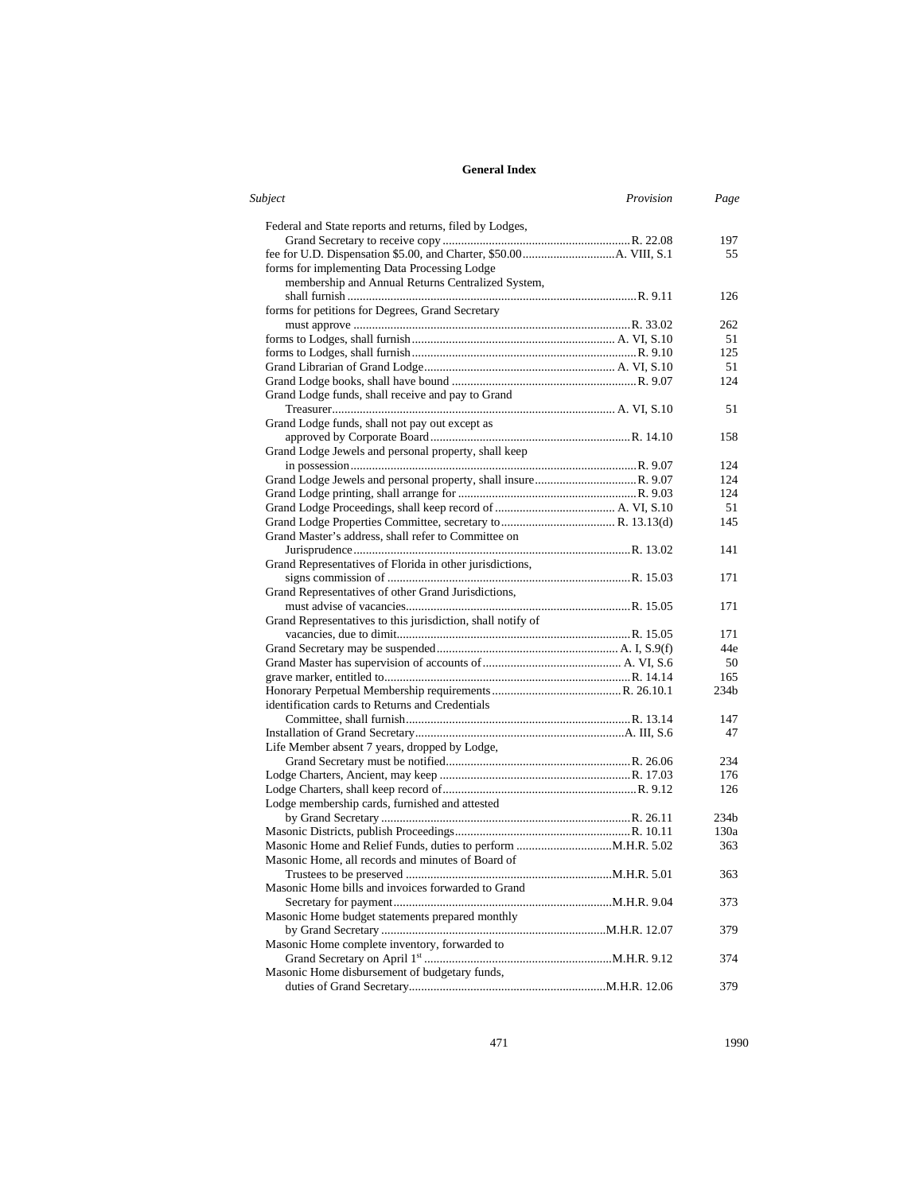**General Index**

| *Subject* | *Provision* | *Page* |
|---|---|---|
| Federal and State reports and returns, filed by Lodges, Grand Secretary to receive copy | R. 22.08 | 197 |
| fee for U.D. Dispensation $5.00, and Charter, $50.00 | A. VIII, S.1 | 55 |
| forms for implementing Data Processing Lodge membership and Annual Returns Centralized System, shall furnish | R. 9.11 | 126 |
| forms for petitions for Degrees, Grand Secretary must approve | R. 33.02 | 262 |
| forms to Lodges, shall furnish | A. VI, S.10 | 51 |
| forms to Lodges, shall furnish | R. 9.10 | 125 |
| Grand Librarian of Grand Lodge | A. VI, S.10 | 51 |
| Grand Lodge books, shall have bound | R. 9.07 | 124 |
| Grand Lodge funds, shall receive and pay to Grand Treasurer | A. VI, S.10 | 51 |
| Grand Lodge funds, shall not pay out except as approved by Corporate Board | R. 14.10 | 158 |
| Grand Lodge Jewels and personal property, shall keep in possession | R. 9.07 | 124 |
| Grand Lodge Jewels and personal property, shall insure | R. 9.07 | 124 |
| Grand Lodge printing, shall arrange for | R. 9.03 | 124 |
| Grand Lodge Proceedings, shall keep record of | A. VI, S.10 | 51 |
| Grand Lodge Properties Committee, secretary to | R. 13.13(d) | 145 |
| Grand Master's address, shall refer to Committee on Jurisprudence | R. 13.02 | 141 |
| Grand Representatives of Florida in other jurisdictions, signs commission of | R. 15.03 | 171 |
| Grand Representatives of other Grand Jurisdictions, must advise of vacancies | R. 15.05 | 171 |
| Grand Representatives to this jurisdiction, shall notify of vacancies, due to dimit | R. 15.05 | 171 |
| Grand Secretary may be suspended | A. I, S.9(f) | 44e |
| Grand Master has supervision of accounts of | A. VI, S.6 | 50 |
| grave marker, entitled to | R. 14.14 | 165 |
| Honorary Perpetual Membership requirements | R. 26.10.1 | 234b |
| identification cards to Returns and Credentials Committee, shall furnish | R. 13.14 | 147 |
| Installation of Grand Secretary | A. III, S.6 | 47 |
| Life Member absent 7 years, dropped by Lodge, Grand Secretary must be notified | R. 26.06 | 234 |
| Lodge Charters, Ancient, may keep | R. 17.03 | 176 |
| Lodge Charters, shall keep record of | R. 9.12 | 126 |
| Lodge membership cards, furnished and attested by Grand Secretary | R. 26.11 | 234b |
| Masonic Districts, publish Proceedings | R. 10.11 | 130a |
| Masonic Home and Relief Funds, duties to perform | M.H.R. 5.02 | 363 |
| Masonic Home, all records and minutes of Board of Trustees to be preserved | M.H.R. 5.01 | 363 |
| Masonic Home bills and invoices forwarded to Grand Secretary for payment | M.H.R. 9.04 | 373 |
| Masonic Home budget statements prepared monthly by Grand Secretary | M.H.R. 12.07 | 379 |
| Masonic Home complete inventory, forwarded to Grand Secretary on April 1st | M.H.R. 9.12 | 374 |
| Masonic Home disbursement of budgetary funds, duties of Grand Secretary | M.H.R. 12.06 | 379 |

1990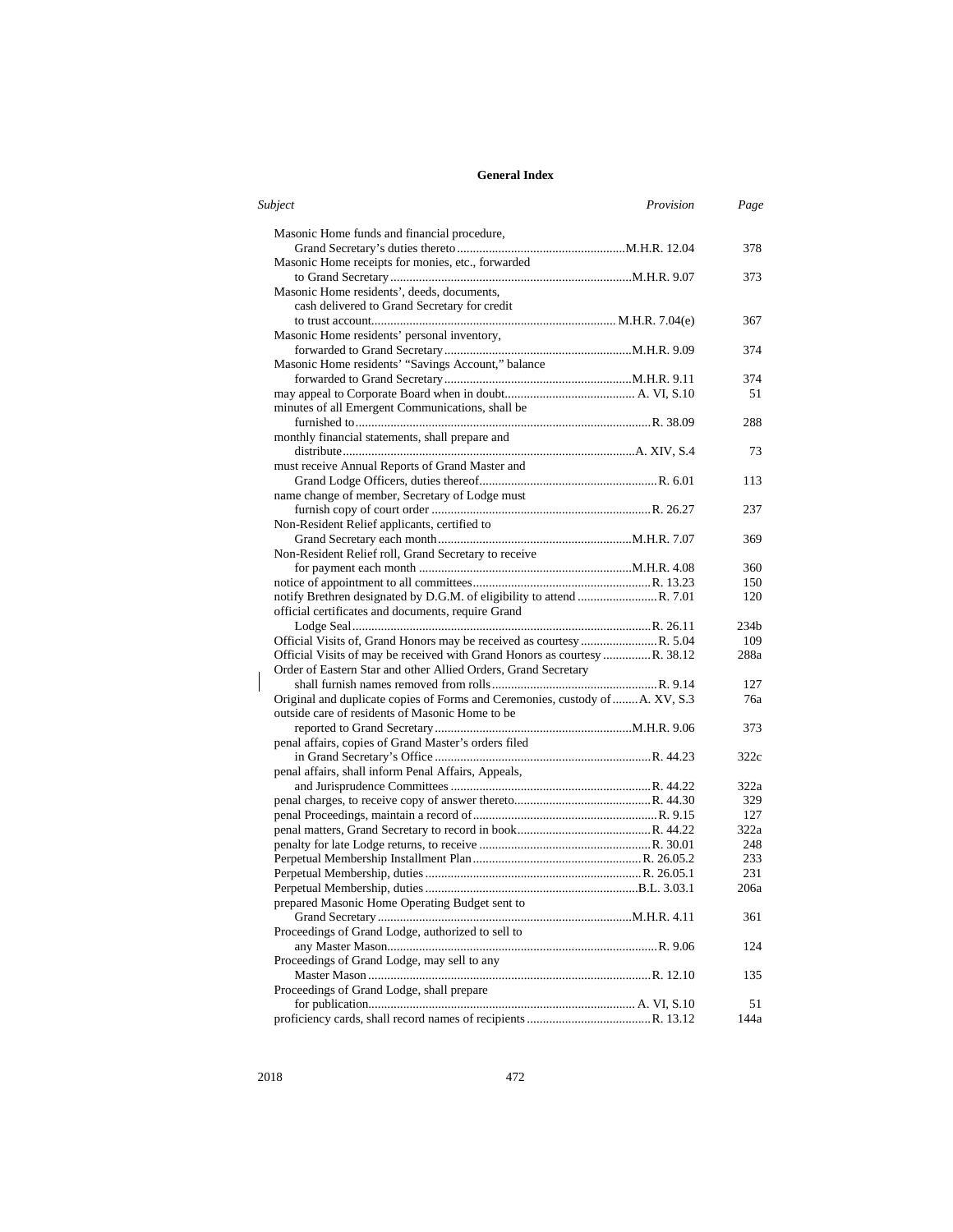### General Index

| *Subject* | *Provision* | *Page* |
| --- | --- | --- |
| Masonic Home funds and financial procedure, Grand Secretary's duties thereto | M.H.R. 12.04 | 378 |
| Masonic Home receipts for monies, etc., forwarded to Grand Secretary | M.H.R. 9.07 | 373 |
| Masonic Home residents', deeds, documents, cash delivered to Grand Secretary for credit to trust account | M.H.R. 7.04(e) | 367 |
| Masonic Home residents' personal inventory, forwarded to Grand Secretary | M.H.R. 9.09 | 374 |
| Masonic Home residents' "Savings Account," balance forwarded to Grand Secretary | M.H.R. 9.11 | 374 |
| may appeal to Corporate Board when in doubt | A. VI, S.10 | 51 |
| minutes of all Emergent Communications, shall be furnished to | R. 38.09 | 288 |
| monthly financial statements, shall prepare and distribute | A. XIV, S.4 | 73 |
| must receive Annual Reports of Grand Master and Grand Lodge Officers, duties thereof | R. 6.01 | 113 |
| name change of member, Secretary of Lodge must furnish copy of court order | R. 26.27 | 237 |
| Non-Resident Relief applicants, certified to Grand Secretary each month | M.H.R. 7.07 | 369 |
| Non-Resident Relief roll, Grand Secretary to receive for payment each month | M.H.R. 4.08 | 360 |
| notice of appointment to all committees | R. 13.23 | 150 |
| notify Brethren designated by D.G.M. of eligibility to attend | R. 7.01 | 120 |
| official certificates and documents, require Grand Lodge Seal | R. 26.11 | 234b |
| Official Visits of, Grand Honors may be received as courtesy | R. 5.04 | 109 |
| Official Visits of may be received with Grand Honors as courtesy | R. 38.12 | 288a |
| Order of Eastern Star and other Allied Orders, Grand Secretary shall furnish names removed from rolls | R. 9.14 | 127 |
| Original and duplicate copies of Forms and Ceremonies, custody of | A. XV, S.3 | 76a |
| outside care of residents of Masonic Home to be reported to Grand Secretary | M.H.R. 9.06 | 373 |
| penal affairs, copies of Grand Master's orders filed in Grand Secretary's Office | R. 44.23 | 322c |
| penal affairs, shall inform Penal Affairs, Appeals, and Jurisprudence Committees | R. 44.22 | 322a |
| penal charges, to receive copy of answer thereto | R. 44.30 | 329 |
| penal Proceedings, maintain a record of | R. 9.15 | 127 |
| penal matters, Grand Secretary to record in book | R. 44.22 | 322a |
| penalty for late Lodge returns, to receive | R. 30.01 | 248 |
| Perpetual Membership Installment Plan | R. 26.05.2 | 233 |
| Perpetual Membership, duties | R. 26.05.1 | 231 |
| Perpetual Membership, duties | B.L. 3.03.1 | 206a |
| prepared Masonic Home Operating Budget sent to Grand Secretary | M.H.R. 4.11 | 361 |
| Proceedings of Grand Lodge, authorized to sell to any Master Mason | R. 9.06 | 124 |
| Proceedings of Grand Lodge, may sell to any Master Mason | R. 12.10 | 135 |
| Proceedings of Grand Lodge, shall prepare for publication | A. VI, S.10 | 51 |
| proficiency cards, shall record names of recipients | R. 13.12 | 144a |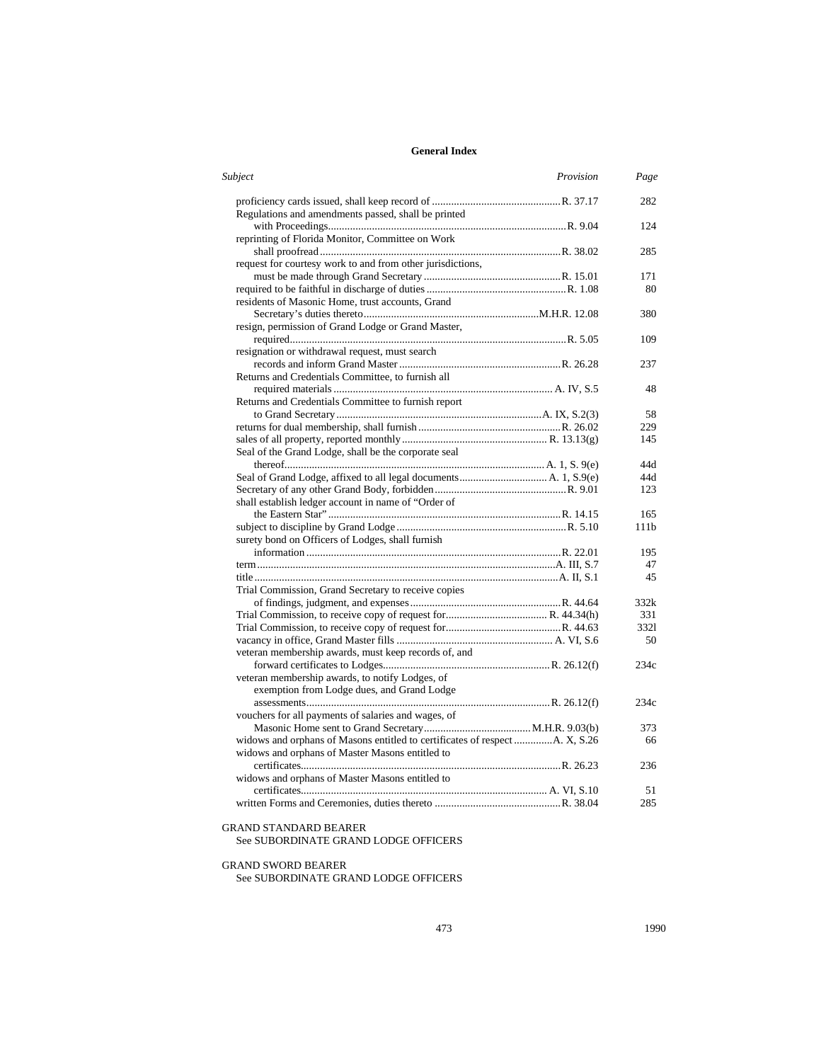**General Index**

| *Subject* | *Provision* | *Page* |
|---|---|---|
| proficiency cards issued, shall keep record of | R. 37.17 | 282 |
| Regulations and amendments passed, shall be printed with Proceedings | R. 9.04 | 124 |
| reprinting of Florida Monitor, Committee on Work shall proofread | R. 38.02 | 285 |
| request for courtesy work to and from other jurisdictions, must be made through Grand Secretary | R. 15.01 | 171 |
| required to be faithful in discharge of duties | R. 1.08 | 80 |
| residents of Masonic Home, trust accounts, Grand Secretary's duties thereto | M.H.R. 12.08 | 380 |
| resign, permission of Grand Lodge or Grand Master, required | R. 5.05 | 109 |
| resignation or withdrawal request, must search records and inform Grand Master | R. 26.28 | 237 |
| Returns and Credentials Committee, to furnish all required materials | A. IV, S.5 | 48 |
| Returns and Credentials Committee to furnish report to Grand Secretary | A. IX, S.2(3) | 58 |
| returns for dual membership, shall furnish | R. 26.02 | 229 |
| sales of all property, reported monthly | R. 13.13(g) | 145 |
| Seal of the Grand Lodge, shall be the corporate seal thereof | A. 1, S. 9(e) | 44d |
| Seal of Grand Lodge, affixed to all legal documents | A. 1, S.9(e) | 44d |
| Secretary of any other Grand Body, forbidden | R. 9.01 | 123 |
| shall establish ledger account in name of "Order of the Eastern Star" | R. 14.15 | 165 |
| subject to discipline by Grand Lodge | R. 5.10 | 111b |
| surety bond on Officers of Lodges, shall furnish information | R. 22.01 | 195 |
| term | A. III, S.7 | 47 |
| title | A. II, S.1 | 45 |
| Trial Commission, Grand Secretary to receive copies of findings, judgment, and expenses | R. 44.64 | 332k |
| Trial Commission, to receive copy of request for | R. 44.34(h) | 331 |
| Trial Commission, to receive copy of request for | R. 44.63 | 332l |
| vacancy in office, Grand Master fills | A. VI, S.6 | 50 |
| veteran membership awards, must keep records of, and forward certificates to Lodges | R. 26.12(f) | 234c |
| veteran membership awards, to notify Lodges, of exemption from Lodge dues, and Grand Lodge assessments | R. 26.12(f) | 234c |
| vouchers for all payments of salaries and wages, of Masonic Home sent to Grand Secretary | M.H.R. 9.03(b) | 373 |
| widows and orphans of Masons entitled to certificates of respect | A. X, S.26 | 66 |
| widows and orphans of Master Masons entitled to certificates | R. 26.23 | 236 |
| widows and orphans of Master Masons entitled to certificates | A. VI, S.10 | 51 |
| written Forms and Ceremonies, duties thereto | R. 38.04 | 285 |

GRAND STANDARD BEARER
See SUBORDINATE GRAND LODGE OFFICERS

GRAND SWORD BEARER
See SUBORDINATE GRAND LODGE OFFICERS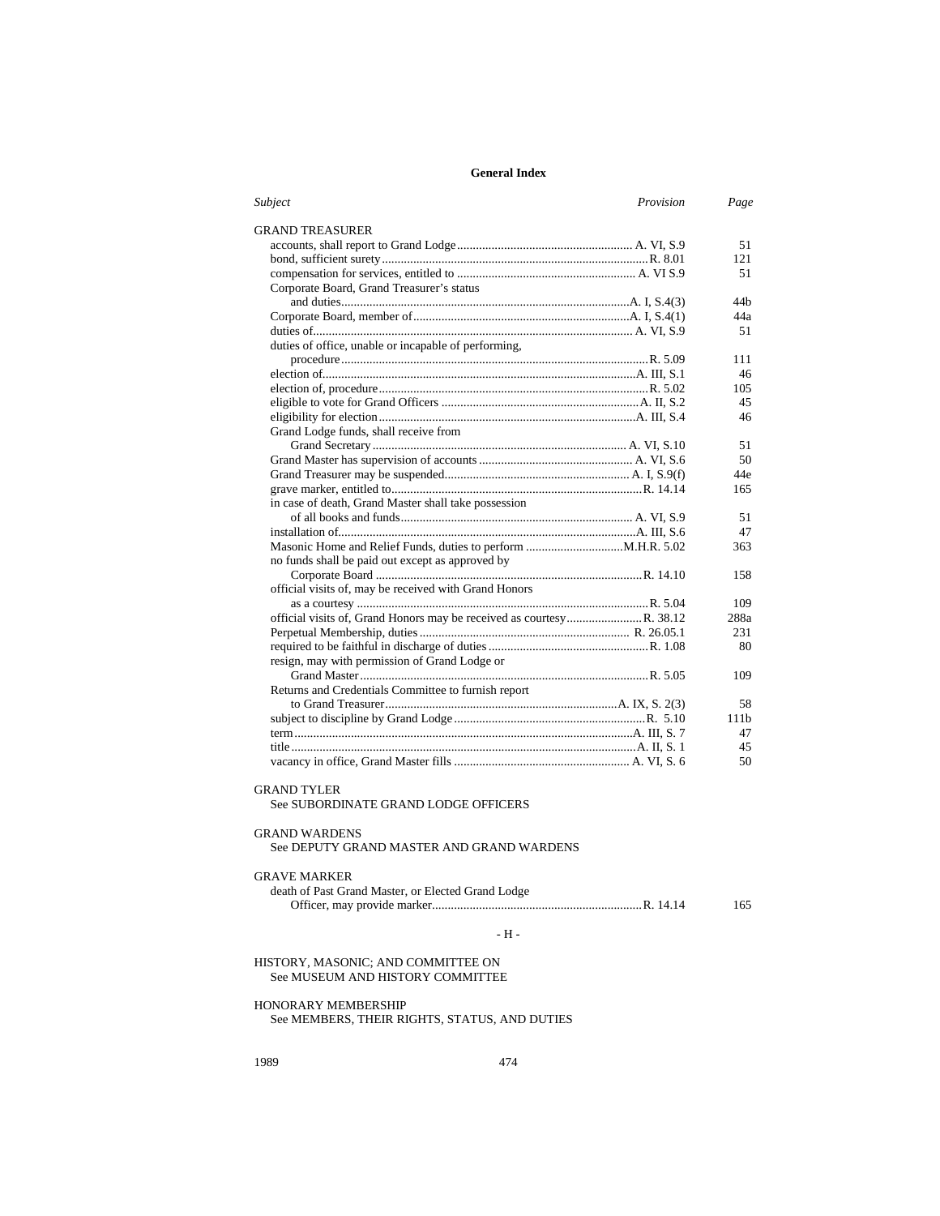**General Index**

| *Subject* | *Provision* | *Page* |
|---|---|---|
| GRAND TREASURER | | |
| accounts, shall report to Grand Lodge | A. VI, S.9 | 51 |
| bond, sufficient surety | R. 8.01 | 121 |
| compensation for services, entitled to | A. VI S.9 | 51 |
| Corporate Board, Grand Treasurer's status and duties | A. I, S.4(3) | 44b |
| Corporate Board, member of | A. I, S.4(1) | 44a |
| duties of | A. VI, S.9 | 51 |
| duties of office, unable or incapable of performing, procedure | R. 5.09 | 111 |
| election of | A. III, S.1 | 46 |
| election of, procedure | R. 5.02 | 105 |
| eligible to vote for Grand Officers | A. II, S.2 | 45 |
| eligibility for election | A. III, S.4 | 46 |
| Grand Lodge funds, shall receive from Grand Secretary | A. VI, S.10 | 51 |
| Grand Master has supervision of accounts | A. VI, S.6 | 50 |
| Grand Treasurer may be suspended | A. I, S.9(f) | 44e |
| grave marker, entitled to | R. 14.14 | 165 |
| in case of death, Grand Master shall take possession of all books and funds | A. VI, S.9 | 51 |
| installation of | A. III, S.6 | 47 |
| Masonic Home and Relief Funds, duties to perform | M.H.R. 5.02 | 363 |
| no funds shall be paid out except as approved by Corporate Board | R. 14.10 | 158 |
| official visits of, may be received with Grand Honors as a courtesy | R. 5.04 | 109 |
| official visits of, Grand Honors may be received as courtesy | R. 38.12 | 288a |
| Perpetual Membership, duties | R. 26.05.1 | 231 |
| required to be faithful in discharge of duties | R. 1.08 | 80 |
| resign, may with permission of Grand Lodge or Grand Master | R. 5.05 | 109 |
| Returns and Credentials Committee to furnish report to Grand Treasurer | A. IX, S. 2(3) | 58 |
| subject to discipline by Grand Lodge | R. 5.10 | 111b |
| term | A. III, S. 7 | 47 |
| title | A. II, S. 1 | 45 |
| vacancy in office, Grand Master fills | A. VI, S. 6 | 50 |

GRAND TYLER
See SUBORDINATE GRAND LODGE OFFICERS

GRAND WARDENS
See DEPUTY GRAND MASTER AND GRAND WARDENS

| | | |
|---|---|---|
| GRAVE MARKER | | |
| death of Past Grand Master, or Elected Grand Lodge Officer, may provide marker | R. 14.14 | 165 |

- H -

HISTORY, MASONIC; AND COMMITTEE ON
See MUSEUM AND HISTORY COMMITTEE

HONORARY MEMBERSHIP
See MEMBERS, THEIR RIGHTS, STATUS, AND DUTIES